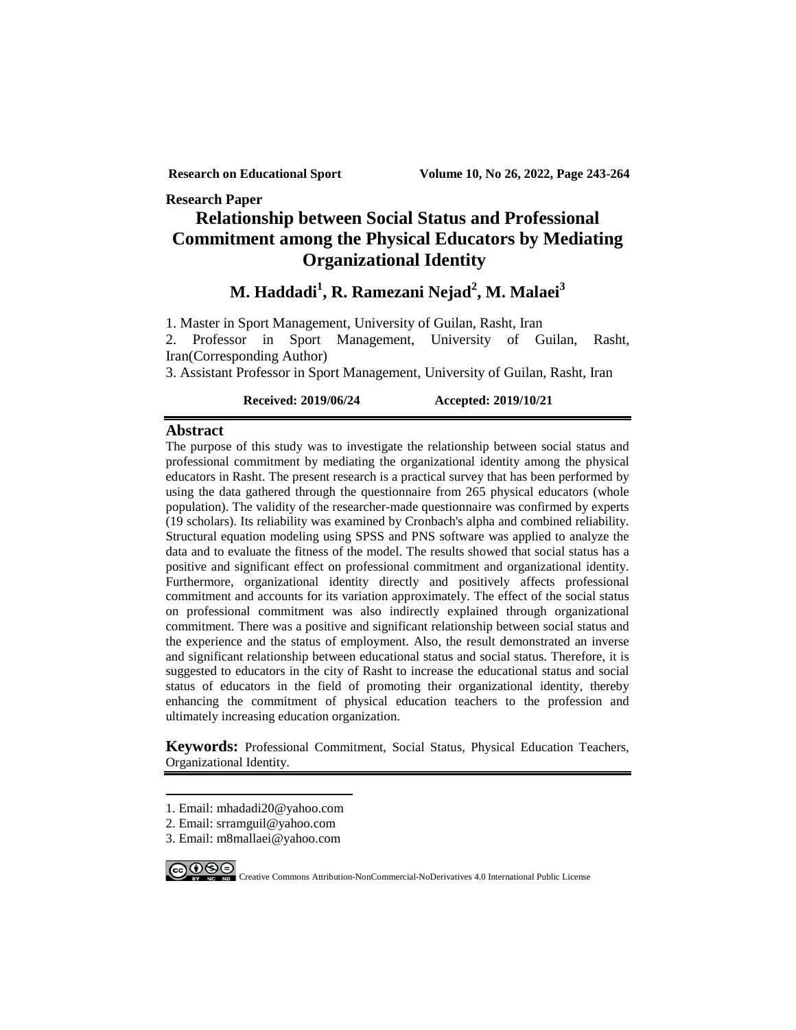**Research Paper**

# Relationship between Social Status and Professional Commitment among the Physical Educators by Mediating Organizational Identity

## M. Haddadi[1], R. Ramezani Nejad[2], M. Malaei[3]

1. Master in Sport Management, University of Guilan, Rasht, Iran
2. Professor in Sport Management, University of Guilan, Rasht, Iran(Corresponding Author)
3. Assistant Professor in Sport Management, University of Guilan, Rasht, Iran

**Received: 2019/06/24** **Accepted: 2019/10/21**

## Abstract

The purpose of this study was to investigate the relationship between social status and professional commitment by mediating the organizational identity among the physical educators in Rasht. The present research is a practical survey that has been performed by using the data gathered through the questionnaire from 265 physical educators (whole population). The validity of the researcher-made questionnaire was confirmed by experts (19 scholars). Its reliability was examined by Cronbach's alpha and combined reliability. Structural equation modeling using SPSS and PNS software was applied to analyze the data and to evaluate the fitness of the model. The results showed that social status has a positive and significant effect on professional commitment and organizational identity. Furthermore, organizational identity directly and positively affects professional commitment and accounts for its variation approximately. The effect of the social status on professional commitment was also indirectly explained through organizational commitment. There was a positive and significant relationship between social status and the experience and the status of employment. Also, the result demonstrated an inverse and significant relationship between educational status and social status. Therefore, it is suggested to educators in the city of Rasht to increase the educational status and social status of educators in the field of promoting their organizational identity, thereby enhancing the commitment of physical education teachers to the profession and ultimately increasing education organization.

**Keywords:** Professional Commitment, Social Status, Physical Education Teachers, Organizational Identity.

---

1. Email: mhadadi20@yahoo.com
2. Email: srramguil@yahoo.com
3. Email: m8mallaei@yahoo.com

Creative Commons Attribution-NonCommercial-NoDerivatives 4.0 International Public License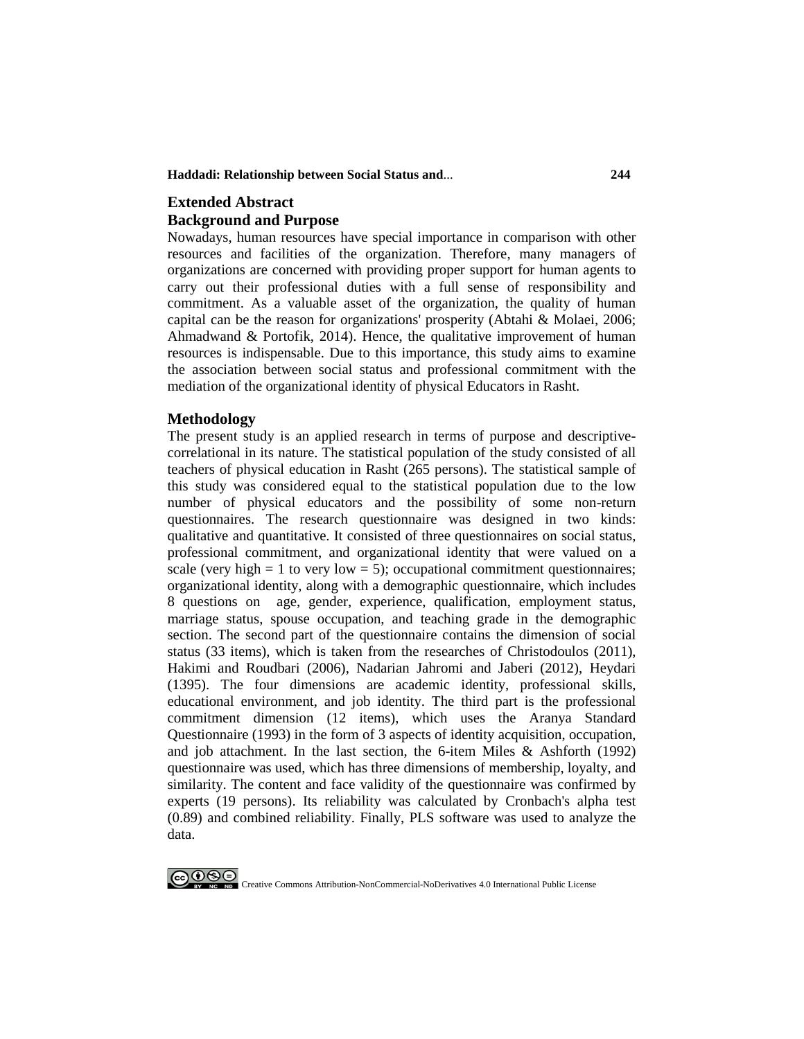## Extended Abstract

### Background and Purpose

Nowadays, human resources have special importance in comparison with other resources and facilities of the organization. Therefore, many managers of organizations are concerned with providing proper support for human agents to carry out their professional duties with a full sense of responsibility and commitment. As a valuable asset of the organization, the quality of human capital can be the reason for organizations' prosperity (Abtahi & Molaei, 2006; Ahmadwand & Portofik, 2014). Hence, the qualitative improvement of human resources is indispensable. Due to this importance, this study aims to examine the association between social status and professional commitment with the mediation of the organizational identity of physical Educators in Rasht.

### Methodology

The present study is an applied research in terms of purpose and descriptive-correlational in its nature. The statistical population of the study consisted of all teachers of physical education in Rasht (265 persons). The statistical sample of this study was considered equal to the statistical population due to the low number of physical educators and the possibility of some non-return questionnaires. The research questionnaire was designed in two kinds: qualitative and quantitative. It consisted of three questionnaires on social status, professional commitment, and organizational identity that were valued on a scale (very high = 1 to very low = 5); occupational commitment questionnaires; organizational identity, along with a demographic questionnaire, which includes 8 questions on age, gender, experience, qualification, employment status, marriage status, spouse occupation, and teaching grade in the demographic section. The second part of the questionnaire contains the dimension of social status (33 items), which is taken from the researches of Christodoulos (2011), Hakimi and Roudbari (2006), Nadarian Jahromi and Jaberi (2012), Heydari (1395). The four dimensions are academic identity, professional skills, educational environment, and job identity. The third part is the professional commitment dimension (12 items), which uses the Aranya Standard Questionnaire (1993) in the form of 3 aspects of identity acquisition, occupation, and job attachment. In the last section, the 6-item Miles & Ashforth (1992) questionnaire was used, which has three dimensions of membership, loyalty, and similarity. The content and face validity of the questionnaire was confirmed by experts (19 persons). Its reliability was calculated by Cronbach's alpha test (0.89) and combined reliability. Finally, PLS software was used to analyze the data.

Creative Commons Attribution-NonCommercial-NoDerivatives 4.0 International Public License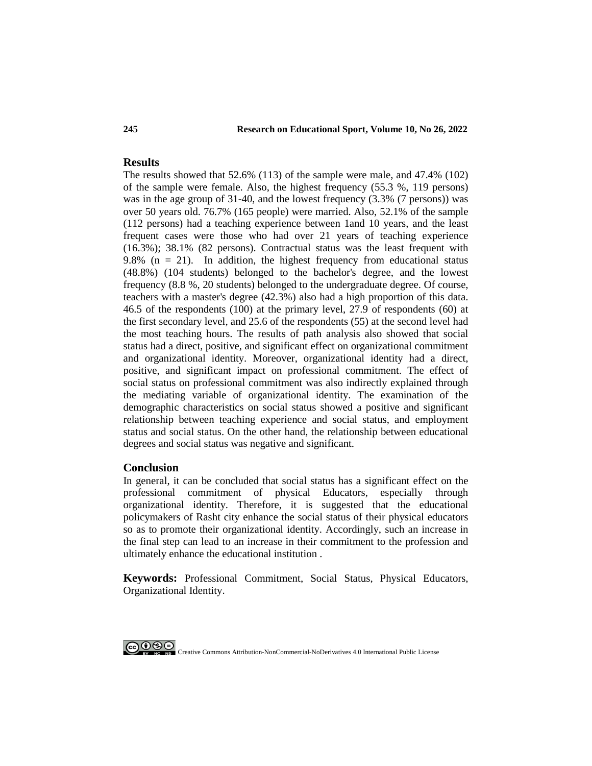## Results

The results showed that 52.6% (113) of the sample were male, and 47.4% (102) of the sample were female. Also, the highest frequency (55.3 %, 119 persons) was in the age group of 31-40, and the lowest frequency (3.3% (7 persons)) was over 50 years old. 76.7% (165 people) were married. Also, 52.1% of the sample (112 persons) had a teaching experience between 1and 10 years, and the least frequent cases were those who had over 21 years of teaching experience (16.3%); 38.1% (82 persons). Contractual status was the least frequent with 9.8% (n = 21). In addition, the highest frequency from educational status (48.8%) (104 students) belonged to the bachelor's degree, and the lowest frequency (8.8 %, 20 students) belonged to the undergraduate degree. Of course, teachers with a master's degree (42.3%) also had a high proportion of this data. 46.5 of the respondents (100) at the primary level, 27.9 of respondents (60) at the first secondary level, and 25.6 of the respondents (55) at the second level had the most teaching hours. The results of path analysis also showed that social status had a direct, positive, and significant effect on organizational commitment and organizational identity. Moreover, organizational identity had a direct, positive, and significant impact on professional commitment. The effect of social status on professional commitment was also indirectly explained through the mediating variable of organizational identity. The examination of the demographic characteristics on social status showed a positive and significant relationship between teaching experience and social status, and employment status and social status. On the other hand, the relationship between educational degrees and social status was negative and significant.

## Conclusion

In general, it can be concluded that social status has a significant effect on the professional commitment of physical Educators, especially through organizational identity. Therefore, it is suggested that the educational policymakers of Rasht city enhance the social status of their physical educators so as to promote their organizational identity. Accordingly, such an increase in the final step can lead to an increase in their commitment to the profession and ultimately enhance the educational institution .

**Keywords:** Professional Commitment, Social Status, Physical Educators, Organizational Identity.

Creative Commons Attribution-NonCommercial-NoDerivatives 4.0 International Public License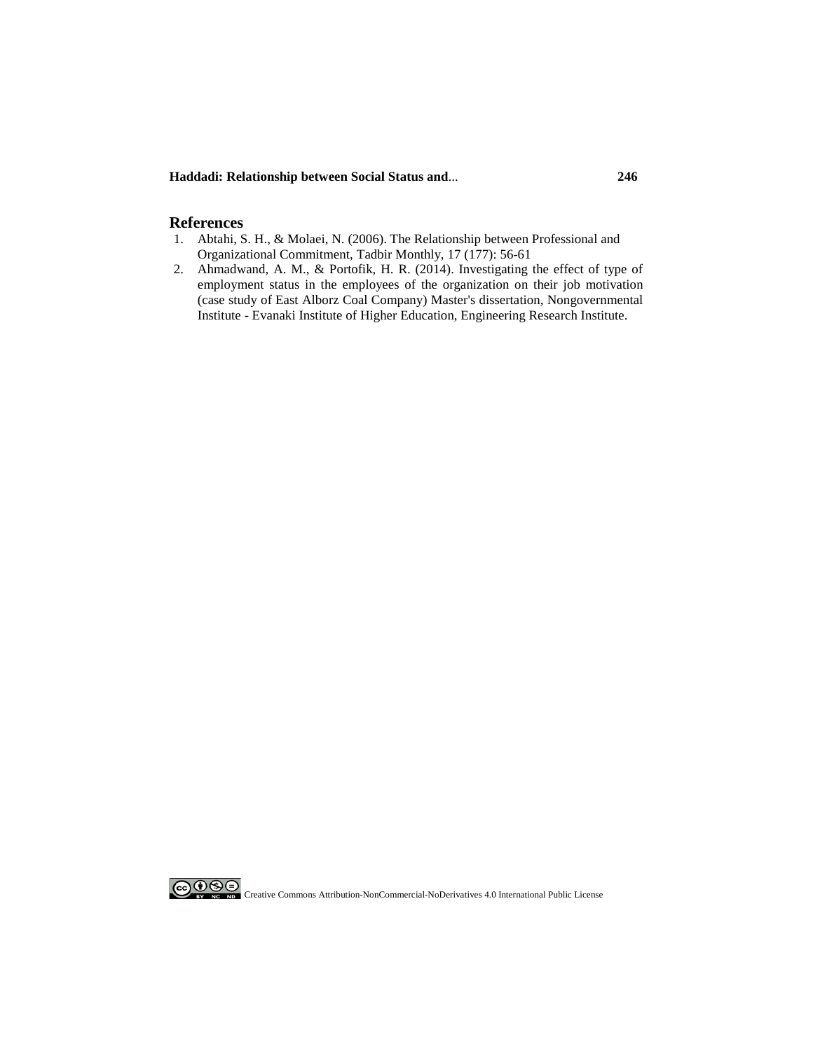## References

1. Abtahi, S. H., & Molaei, N. (2006). The Relationship between Professional and Organizational Commitment, Tadbir Monthly, 17 (177): 56-61
2. Ahmadwand, A. M., & Portofik, H. R. (2014). Investigating the effect of type of employment status in the employees of the organization on their job motivation (case study of East Alborz Coal Company) Master's dissertation, Nongovernmental Institute - Evanaki Institute of Higher Education, Engineering Research Institute.

Creative Commons Attribution-NonCommercial-NoDerivatives 4.0 International Public License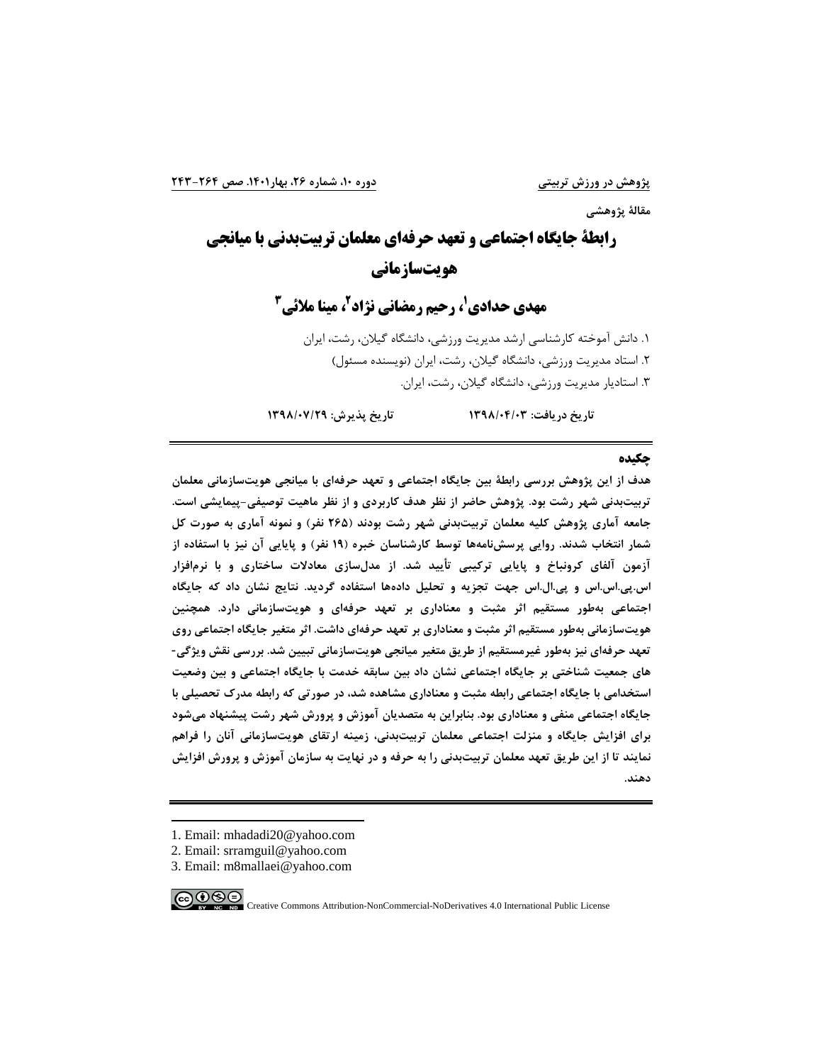مقالهٔ پژوهشی

# رابطهٔ جایگاه اجتماعی و تعهد حرفه‌ای معلمان تربیت‌بدنی با میانجی هویت‌سازمانی

## مهدی حدادی[1]، رحیم رمضانی نژاد[2]، مینا ملائی[3]

۱. دانش آموخته کارشناسی ارشد مدیریت ورزشی، دانشگاه گیلان، رشت، ایران

۲. استاد مدیریت ورزشی، دانشگاه گیلان، رشت، ایران (نویسنده مسئول)

۳. استادیار مدیریت ورزشی، دانشگاه گیلان، رشت، ایران.

**تاریخ دریافت: ۱۳۹۸/۰۴/۰۳ تاریخ پذیرش: ۱۳۹۸/۰۷/۲۹**

---

### چکیده

**هدف از این پژوهش بررسی رابطهٔ بین جایگاه اجتماعی و تعهد حرفه‌ای با میانجی هویت‌سازمانی معلمان تربیت‌بدنی شهر رشت بود. پژوهش حاضر از نظر هدف کاربردی و از نظر ماهیت توصیفی-پیمایشی است. جامعه آماری پژوهش کلیه معلمان تربیت‌بدنی شهر رشت بودند (۲۶۵ نفر) و نمونه آماری به صورت کل شمار انتخاب شدند. روایی پرسش‌نامه‌ها توسط کارشناسان خبره (۱۹ نفر) و پایایی آن نیز با استفاده از آزمون آلفای کرونباخ و پایایی ترکیبی تأیید شد. از مدل‌سازی معادلات ساختاری و با نرم‌افزار اس.پی.اس.اس و پی.ال.اس جهت تجزیه و تحلیل داده‌ها استفاده گردید. نتایج نشان داد که جایگاه اجتماعی به‌طور مستقیم اثر مثبت و معناداری بر تعهد حرفه‌ای و هویت‌سازمانی دارد. همچنین هویت‌سازمانی به‌طور مستقیم اثر مثبت و معناداری بر تعهد حرفه‌ای داشت. اثر متغیر جایگاه اجتماعی روی تعهد حرفه‌ای نیز به‌طور غیرمستقیم از طریق متغیر میانجی هویت‌سازمانی تبیین شد. بررسی نقش ویژگی-های جمعیت شناختی بر جایگاه اجتماعی نشان داد بین سابقه خدمت با جایگاه اجتماعی و بین وضعیت استخدامی با جایگاه اجتماعی رابطه مثبت و معناداری مشاهده شد، در صورتی که رابطه مدرک تحصیلی با جایگاه اجتماعی منفی و معناداری بود. بنابراین به متصدیان آموزش و پرورش شهر رشت پیشنهاد می‌شود برای افزایش جایگاه و منزلت اجتماعی معلمان تربیت‌بدنی، زمینه ارتقای هویت‌سازمانی آنان را فراهم نمایند تا از این طریق تعهد معلمان تربیت‌بدنی را به حرفه و در نهایت به سازمان آموزش و پرورش افزایش دهند.**

---

1. Email: mhadadi20@yahoo.com
2. Email: srramguil@yahoo.com
3. Email: m8mallaei@yahoo.com

Creative Commons Attribution-NonCommercial-NoDerivatives 4.0 International Public License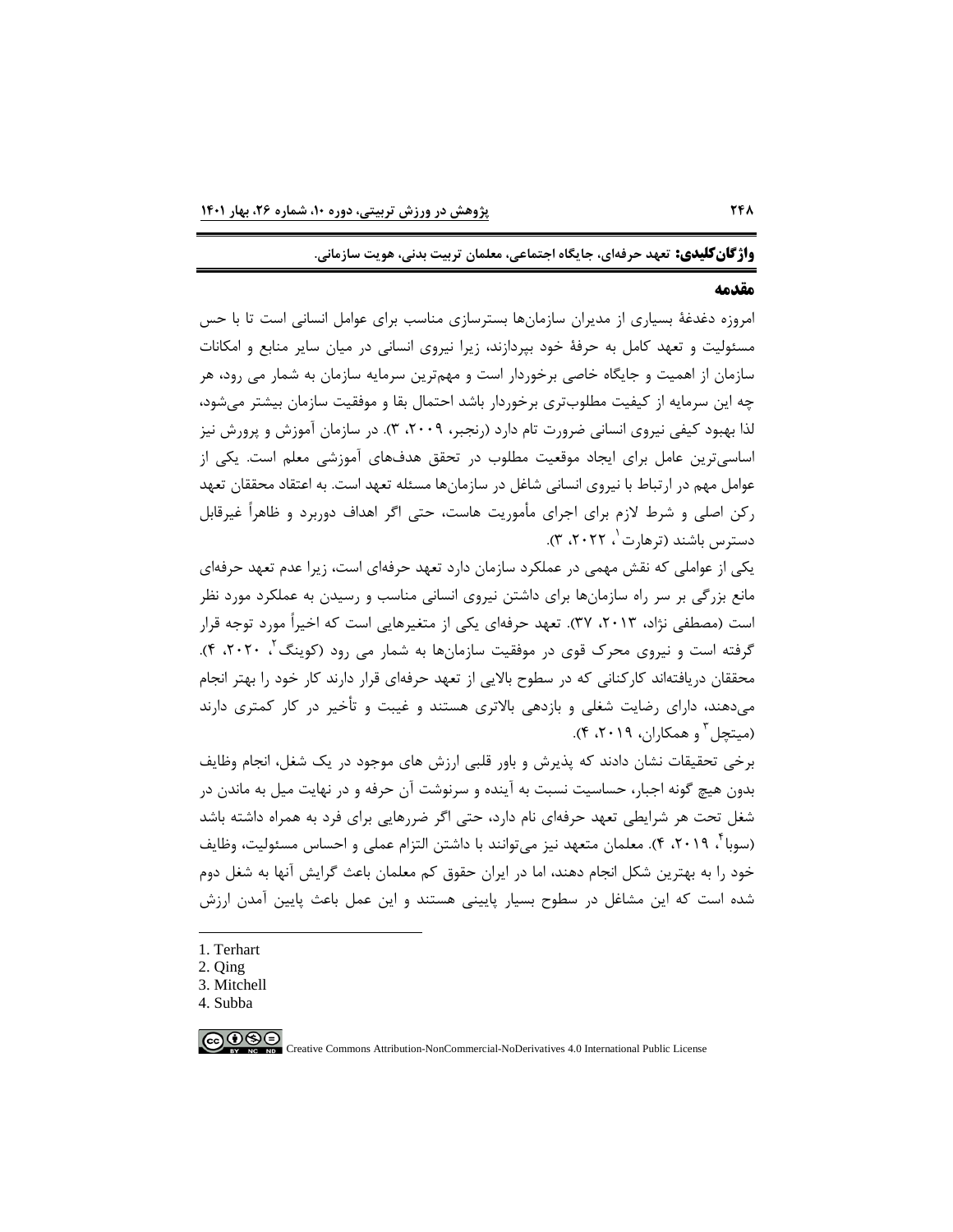**واژگان‌کلیدی:** تعهد حرفه‌ای، جایگاه اجتماعی، معلمان تربیت بدنی، هویت سازمانی.

## مقدمه

امروزه دغدغهٔ بسیاری از مدیران سازمان‌ها بسترسازی مناسب برای عوامل انسانی است تا با حس مسئولیت و تعهد کامل به حرفهٔ خود بپردازند، زیرا نیروی انسانی در میان سایر منابع و امکانات سازمان از اهمیت و جایگاه خاصی برخوردار است و مهم‌ترین سرمایه سازمان به شمار می رود، هر چه این سرمایه از کیفیت مطلوب‌تری برخوردار باشد احتمال بقا و موفقیت سازمان بیشتر می‌شود، لذا بهبود کیفی نیروی انسانی ضرورت تام دارد (رنجبر، ۲۰۰۹، ۳). در سازمان آموزش و پرورش نیز اساسی‌ترین عامل برای ایجاد موقعیت مطلوب در تحقق هدف‌های آموزشی معلم است. یکی از عوامل مهم در ارتباط با نیروی انسانی شاغل در سازمان‌ها مسئله تعهد است. به اعتقاد محققان تعهد رکن اصلی و شرط لازم برای اجرای مأموریت هاست، حتی اگر اهداف دوربرد و ظاهراً غیرقابل دسترس باشند (ترهارت[1]، ۲۰۲۲، ۳).

یکی از عواملی که نقش مهمی در عملکرد سازمان دارد تعهد حرفه‌ای است، زیرا عدم تعهد حرفه‌ای مانع بزرگی بر سر راه سازمان‌ها برای داشتن نیروی انسانی مناسب و رسیدن به عملکرد مورد نظر است (مصطفی نژاد، ۲۰۱۳، ۳۷). تعهد حرفه‌ای یکی از متغیرهایی است که اخیراً مورد توجه قرار گرفته است و نیروی محرک قوی در موفقیت سازمان‌ها به شمار می رود (کوینگ[2]، ۲۰۲۰، ۴). محققان دریافته‌اند کارکنانی که در سطوح بالایی از تعهد حرفه‌ای قرار دارند کار خود را بهتر انجام می‌دهند، دارای رضایت شغلی و بازدهی بالاتری هستند و غیبت و تأخیر در کار کمتری دارند (میتچل[3] و همکاران، ۲۰۱۹، ۴).

برخی تحقیقات نشان دادند که پذیرش و باور قلبی ارزش های موجود در یک شغل، انجام وظایف بدون هیچ گونه اجبار، حساسیت نسبت به آینده و سرنوشت آن حرفه و در نهایت میل به ماندن در شغل تحت هر شرایطی تعهد حرفه‌ای نام دارد، حتی اگر ضررهایی برای فرد به همراه داشته باشد (سوبا[4]، ۲۰۱۹، ۴). معلمان متعهد نیز می‌توانند با داشتن التزام عملی و احساس مسئولیت، وظایف خود را به بهترین شکل انجام دهند، اما در ایران حقوق کم معلمان باعث گرایش آنها به شغل دوم شده است که این مشاغل در سطوح بسیار پایینی هستند و این عمل باعث پایین آمدن ارزش

---

1. Terhart
2. Qing
3. Mitchell
4. Subba

Creative Commons Attribution-NonCommercial-NoDerivatives 4.0 International Public License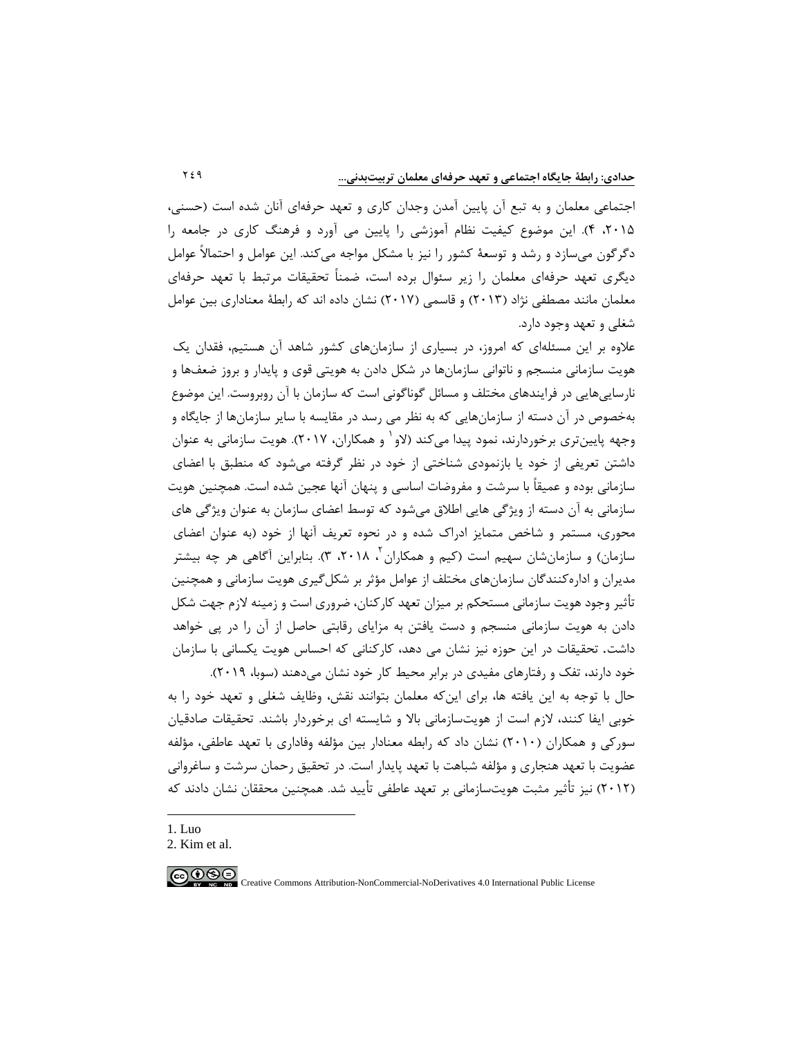اجتماعی معلمان و به تبع آن پایین آمدن وجدان کاری و تعهد حرفه‌ای آنان شده است (حسنی، ۲۰۱۵، ۴). این موضوع کیفیت نظام آموزشی را پایین می آورد و فرهنگ کاری در جامعه را دگرگون می‌سازد و رشد و توسعهٔ کشور را نیز با مشکل مواجه می‌کند. این عوامل و احتمالاً عوامل دیگری تعهد حرفه‌ای معلمان را زیر سئوال برده است، ضمناً تحقیقات مرتبط با تعهد حرفه‌ای معلمان مانند مصطفی نژاد (۲۰۱۳) و قاسمی (۲۰۱۷) نشان داده اند که رابطهٔ معناداری بین عوامل شغلی و تعهد وجود دارد.

علاوه بر این مسئله‌ای که امروز، در بسیاری از سازمان‌های کشور شاهد آن هستیم، فقدان یک هویت سازمانی منسجم و ناتوانی سازمان‌ها در شکل دادن به هویتی قوی و پایدار و بروز ضعف‌ها و نارسایی‌هایی در فرایندهای مختلف و مسائل گوناگونی است که سازمان با آن روبروست. این موضوع به‌خصوص در آن دسته از سازمان‌هایی که به نظر می رسد در مقایسه با سایر سازمان‌ها از جایگاه و وجهه پایین‌تری برخوردارند، نمود پیدا می‌کند (لاو[1] و همکاران، ۲۰۱۷). هویت سازمانی به عنوان داشتن تعریفی از خود یا بازنمودی شناختی از خود در نظر گرفته می‌شود که منطبق با اعضای سازمانی بوده و عمیقاً با سرشت و مفروضات اساسی و پنهان آنها عجین شده است. همچنین هویت سازمانی به آن دسته از ویژگی هایی اطلاق می‌شود که توسط اعضای سازمان به عنوان ویژگی های محوری، مستمر و شاخص متمایز ادراک شده و در نحوه تعریف آنها از خود (به عنوان اعضای سازمان) و سازمان‌شان سهیم است (کیم و همکاران[2]، ۲۰۱۸، ۳). بنابراین آگاهی هر چه بیشتر مدیران و اداره‌کنندگان سازمان‌های مختلف از عوامل مؤثر بر شکل‌گیری هویت سازمانی و همچنین تأثیر وجود هویت سازمانی مستحکم بر میزان تعهد کارکنان، ضروری است و زمینه لازم جهت شکل دادن به هویت سازمانی منسجم و دست یافتن به مزایای رقابتی حاصل از آن را در پی خواهد داشت. تحقیقات در این حوزه نیز نشان می دهد، کارکنانی که احساس هویت یکسانی با سازمان خود دارند، تفک و رفتارهای مفیدی در برابر محیط کار خود نشان می‌دهند (سوبا، ۲۰۱۹).

حال با توجه به این یافته ها، برای این‌که معلمان بتوانند نقش، وظایف شغلی و تعهد خود را به خوبی ایفا کنند، لازم است از هویت‌سازمانی بالا و شایسته ای برخوردار باشند. تحقیقات صادقیان سورکی و همکاران (۲۰۱۰) نشان داد که رابطه معنادار بین مؤلفه وفاداری با تعهد عاطفی، مؤلفه عضویت با تعهد هنجاری و مؤلفه شباهت با تعهد پایدار است. در تحقیق رحمان سرشت و ساغروانی (۲۰۱۲) نیز تأثیر مثبت هویت‌سازمانی بر تعهد عاطفی تأیید شد. همچنین محققان نشان دادند که

---

1. Luo
2. Kim et al.

Creative Commons Attribution-NonCommercial-NoDerivatives 4.0 International Public License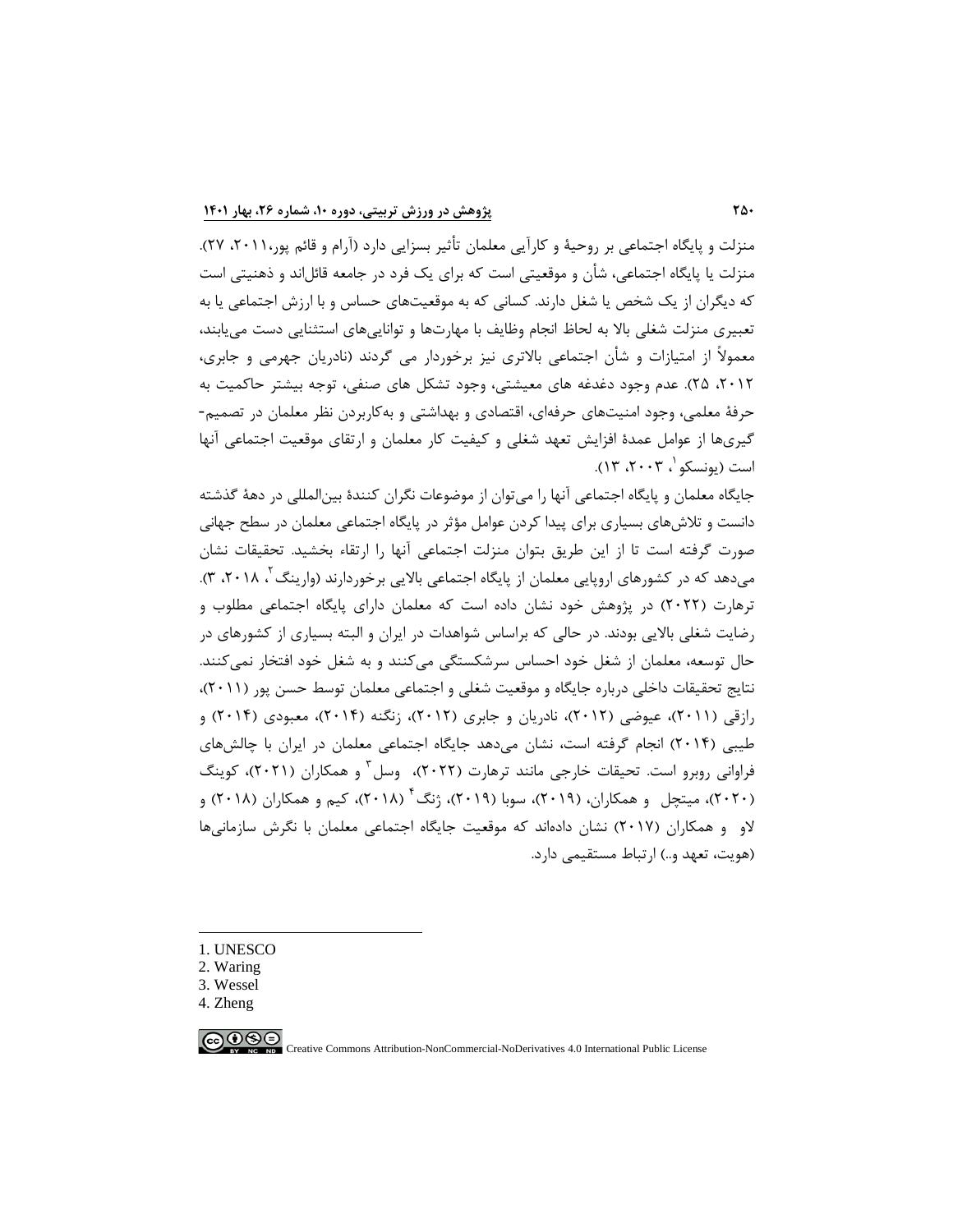منزلت و پایگاه اجتماعی بر روحیهٔ و کارآیی معلمان تأثیر بسزایی دارد (آرام و قائم پور،۲۰۱۱، ۲۷). منزلت یا پایگاه اجتماعی، شأن و موقعیتی است که برای یک فرد در جامعه قائل‌اند و ذهنیتی است که دیگران از یک شخص یا شغل دارند. کسانی که به موقعیت‌های حساس و با ارزش اجتماعی یا به تعبیری منزلت شغلی بالا به لحاظ انجام وظایف با مهارت‌ها و توانایی‌های استثنایی دست می‌یابند، معمولاً از امتیازات و شأن اجتماعی بالاتری نیز برخوردار می گردند (نادریان جهرمی و جابری، ۲۰۱۲، ۲۵). عدم وجود دغدغه های معیشتی، وجود تشکل های صنفی، توجه بیشتر حاکمیت به حرفهٔ معلمی، وجود امنیت‌های حرفه‌ای، اقتصادی و بهداشتی و به‌کاربردن نظر معلمان در تصمیم-گیری‌ها از عوامل عمدهٔ افزایش تعهد شغلی و کیفیت کار معلمان و ارتقای موقعیت اجتماعی آنها است (یونسکو[1]، ۲۰۰۳، ۱۳).

جایگاه معلمان و پایگاه اجتماعی آنها را می‌توان از موضوعات نگران کنندهٔ بین‌المللی در دههٔ گذشته دانست و تلاش‌های بسیاری برای پیدا کردن عوامل مؤثر در پایگاه اجتماعی معلمان در سطح جهانی صورت گرفته است تا از این طریق بتوان منزلت اجتماعی آنها را ارتقاء بخشید. تحقیقات نشان می‌دهد که در کشورهای اروپایی معلمان از پایگاه اجتماعی بالایی برخوردارند (وارینگ[2]، ۲۰۱۸، ۳). ترهارت (۲۰۲۲) در پژوهش خود نشان داده است که معلمان دارای پایگاه اجتماعی مطلوب و رضایت شغلی بالایی بودند. در حالی که براساس شواهدات در ایران و البته بسیاری از کشورهای در حال توسعه، معلمان از شغل خود احساس سرشکستگی می‌کنند و به شغل خود افتخار نمی‌کنند. نتایج تحقیقات داخلی درباره جایگاه و موقعیت شغلی و اجتماعی معلمان توسط حسن پور (۲۰۱۱)، رازقی (۲۰۱۱)، عیوضی (۲۰۱۲)، نادریان و جابری (۲۰۱۲)، زنگنه (۲۰۱۴)، معبودی (۲۰۱۴) و طیبی (۲۰۱۴) انجام گرفته است، نشان می‌دهد جایگاه اجتماعی معلمان در ایران با چالش‌های فراوانی روبرو است. تحیقات خارجی مانند ترهارت (۲۰۲۲)، وسل[3] و همکاران (۲۰۲۱)، کوینگ (۲۰۲۰)، میتچل و همکاران، (۲۰۱۹)، سوبا (۲۰۱۹)، ژنگ[4] (۲۰۱۸)، کیم و همکاران (۲۰۱۸) و لاو و همکاران (۲۰۱۷) نشان داده‌اند که موقعیت جایگاه اجتماعی معلمان با نگرش سازمانی‌ها (هویت، تعهد و..) ارتباط مستقیمی دارد.

---

1. UNESCO
2. Waring
3. Wessel
4. Zheng

Creative Commons Attribution-NonCommercial-NoDerivatives 4.0 International Public License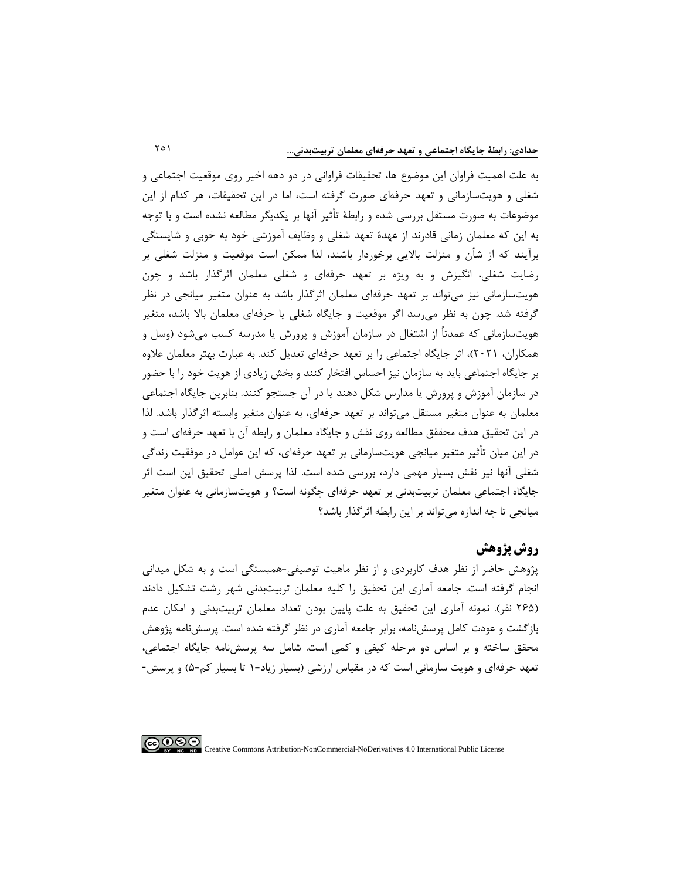به علت اهمیت فراوان این موضوع ها، تحقیقات فراوانی در دو دهه اخیر روی موقعیت اجتماعی و شغلی و هویت‌سازمانی و تعهد حرفه‌ای صورت گرفته است، اما در این تحقیقات، هر کدام از این موضوعات به صورت مستقل بررسی شده و رابطهٔ تأثیر آنها بر یکدیگر مطالعه نشده است و با توجه به این که معلمان زمانی قادرند از عهدهٔ تعهد شغلی و وظایف آموزشی خود به خوبی و شایستگی برآیند که از شأن و منزلت بالایی برخوردار باشند، لذا ممکن است موقعیت و منزلت شغلی بر رضایت شغلی، انگیزش و به ویژه بر تعهد حرفه‌ای و شغلی معلمان اثرگذار باشد و چون هویت‌سازمانی نیز می‌تواند بر تعهد حرفه‌ای معلمان اثرگذار باشد به عنوان متغیر میانجی در نظر گرفته شد. چون به نظر می‌رسد اگر موقعیت و جایگاه شغلی یا حرفه‌ای معلمان بالا باشد، متغیر هویت‌سازمانی که عمدتاً از اشتغال در سازمان آموزش و پرورش یا مدرسه کسب می‌شود (وسل و همکاران، ۲۰۲۱)، اثر جایگاه اجتماعی را بر تعهد حرفه‌ای تعدیل کند. به عبارت بهتر معلمان علاوه بر جایگاه اجتماعی باید به سازمان نیز احساس افتخار کنند و بخش زیادی از هویت خود را با حضور در سازمان آموزش و پرورش یا مدارس شکل دهند یا در آن جستجو کنند. بنابرین جایگاه اجتماعی معلمان به عنوان متغیر مستقل می‌تواند بر تعهد حرفه‌ای، به عنوان متغیر وابسته اثرگذار باشد. لذا در این تحقیق هدف محقق مطالعه روی نقش و جایگاه معلمان و رابطه آن با تعهد حرفه‌ای است و در این میان تأثیر متغیر میانجی هویت‌سازمانی بر تعهد حرفه‌ای، که این عوامل در موفقیت زندگی شغلی آنها نیز نقش بسیار مهمی دارد، بررسی شده است. لذا پرسش اصلی تحقیق این است اثر جایگاه اجتماعی معلمان تربیت‌بدنی بر تعهد حرفه‌ای چگونه است؟ و هویت‌سازمانی به عنوان متغیر میانجی تا چه اندازه می‌تواند بر این رابطه اثرگذار باشد؟

## روش پژوهش

پژوهش حاضر از نظر هدف کاربردی و از نظر ماهیت توصیفی-همبستگی است و به شکل میدانی انجام گرفته است. جامعه آماری این تحقیق را کلیه معلمان تربیت‌بدنی شهر رشت تشکیل دادند (۲۶۵ نفر). نمونه آماری این تحقیق به علت پایین بودن تعداد معلمان تربیت‌بدنی و امکان عدم بازگشت و عودت کامل پرسش‌نامه، برابر جامعه آماری در نظر گرفته شده است. پرسش‌نامه پژوهش محقق ساخته و بر اساس دو مرحله کیفی و کمی است. شامل سه پرسش‌نامه جایگاه اجتماعی، تعهد حرفه‌ای و هویت سازمانی است که در مقیاس ارزشی (بسیار زیاد=۱ تا بسیار کم=۵) و پرسش-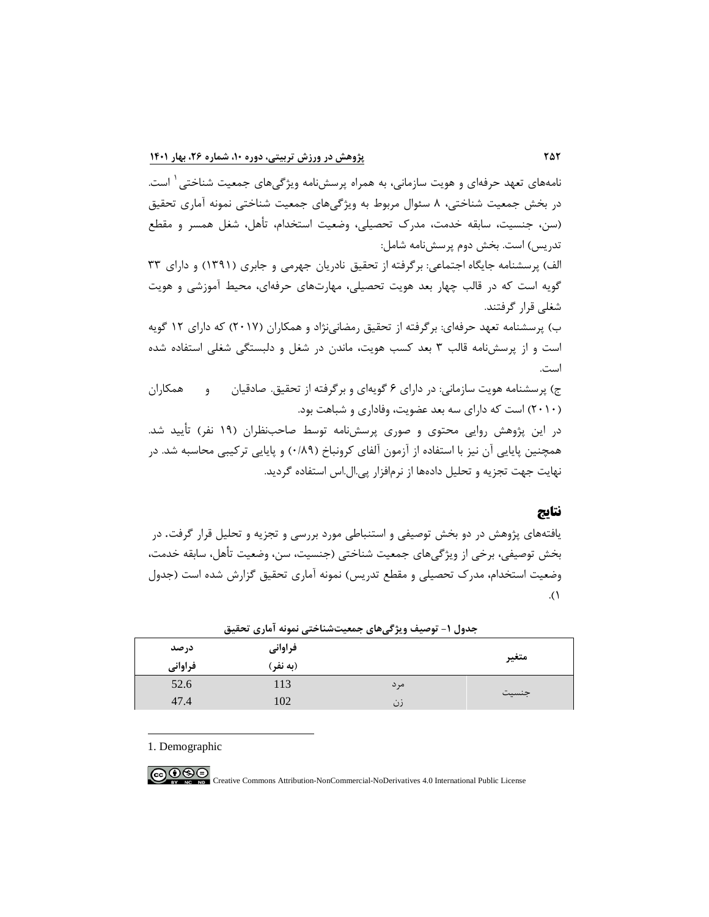نامه‌های تعهد حرفه‌ای و هویت سازمانی، به همراه پرسش‌نامه ویژگی‌های جمعیت شناختی[1] است. در بخش جمعیت شناختی، ۸ سئوال مربوط به ویژگی‌های جمعیت شناختی نمونه آماری تحقیق (سن، جنسیت، سابقه خدمت، مدرک تحصیلی، وضعیت استخدام، تأهل، شغل همسر و مقطع تدریس) است. بخش دوم پرسش‌نامه شامل:

الف) پرسشنامه جایگاه اجتماعی: برگرفته از تحقیق نادریان جهرمی و جابری (۱۳۹۱) و دارای ۳۳ گویه است که در قالب چهار بعد هویت تحصیلی، مهارت‌های حرفه‌ای، محیط آموزشی و هویت شغلی قرار گرفتند.

ب) پرسشنامه تعهد حرفه‌ای: برگرفته از تحقیق رمضانی‌نژاد و همکاران (۲۰۱۷) که دارای ۱۲ گویه است و از پرسش‌نامه قالب ۳ بعد کسب هویت، ماندن در شغل و دلبستگی شغلی استفاده شده است.

ج) پرسشنامه هویت سازمانی: در دارای ۶ گویه‌ای و برگرفته از تحقیق. صادقیان و همکاران (۲۰۱۰) است که دارای سه بعد عضویت، وفاداری و شباهت بود.

در این پژوهش روایی محتوی و صوری پرسش‌نامه توسط صاحب‌نظران (۱۹ نفر) تأیید شد. همچنین پایایی آن نیز با استفاده از آزمون آلفای کرونباخ (۰/۸۹) و پایایی ترکیبی محاسبه شد. در نهایت جهت تجزیه و تحلیل داده‌ها از نرم‌افزار پی.ال.اس استفاده گردید.

## نتایج

یافته‌های پژوهش در دو بخش توصیفی و استنباطی مورد بررسی و تجزیه و تحلیل قرار گرفت. در بخش توصیفی، برخی از ویژگی‌های جمعیت شناختی (جنسیت، سن، وضعیت تأهل، سابقه خدمت، وضعیت استخدام، مدرک تحصیلی و مقطع تدریس) نمونه آماری تحقیق گزارش شده است (جدول ۱).

**جدول ۱- توصیف ویژگی‌های جمعیت‌شناختی نمونه آماری تحقیق**

| متغیر | | فراوانی (به نفر) | درصد فراوانی |
|---|---|---|---|
| جنسیت | مرد | 113 | 52.6 |
| | زن | 102 | 47.4 |

---

1. Demographic

Creative Commons Attribution-NonCommercial-NoDerivatives 4.0 International Public License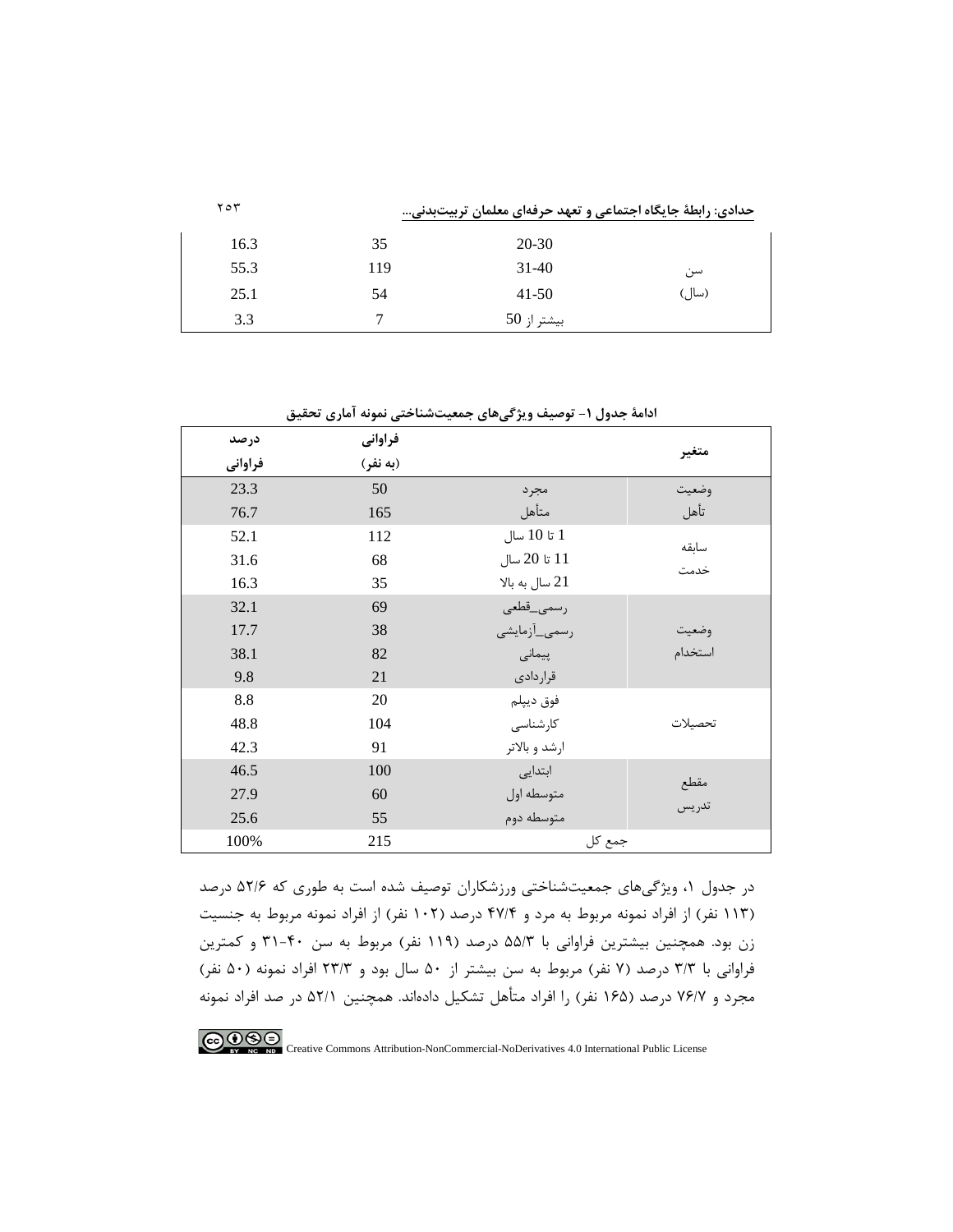| | | | |
|---|---|---|---|
| 16.3 | 35 | 20-30 | سن (سال) |
| 55.3 | 119 | 31-40 | |
| 25.1 | 54 | 41-50 | |
| 3.3 | 7 | بیشتر از 50 | |

**ادامهٔ جدول ۱- توصیف ویژگی‌های جمعیت‌شناختی نمونه آماری تحقیق**

| متغیر | | فراوانی (به نفر) | درصد فراوانی |
|---|---|---|---|
| وضعیت تأهل | مجرد | 50 | 23.3 |
| | متأهل | 165 | 76.7 |
| سابقه خدمت | 1 تا 10 سال | 112 | 52.1 |
| | 11 تا 20 سال | 68 | 31.6 |
| | 21 سال به بالا | 35 | 16.3 |
| وضعیت استخدام | رسمی_قطعی | 69 | 32.1 |
| | رسمی_آزمایشی | 38 | 17.7 |
| | پیمانی | 82 | 38.1 |
| | قراردادی | 21 | 9.8 |
| تحصیلات | فوق دیپلم | 20 | 8.8 |
| | کارشناسی | 104 | 48.8 |
| | ارشد و بالاتر | 91 | 42.3 |
| مقطع تدریس | ابتدایی | 100 | 46.5 |
| | متوسطه اول | 60 | 27.9 |
| | متوسطه دوم | 55 | 25.6 |
| جمع کل | | 215 | 100% |

در جدول ۱، ویژگی‌های جمعیت‌شناختی ورزشکاران توصیف شده است به طوری که ۵۲/۶ درصد (۱۱۳ نفر) از افراد نمونه مربوط به مرد و ۴۷/۴ درصد (۱۰۲ نفر) از افراد نمونه مربوط به جنسیت زن بود. همچنین بیشترین فراوانی با ۵۵/۳ درصد (۱۱۹ نفر) مربوط به سن ۴۰-۳۱ و کمترین فراوانی با ۳/۳ درصد (۷ نفر) مربوط به سن بیشتر از ۵۰ سال بود و ۲۳/۳ افراد نمونه (۵۰ نفر) مجرد و ۷۶/۷ درصد (۱۶۵ نفر) را افراد متأهل تشکیل داده‌اند. همچنین ۵۲/۱ در صد افراد نمونه

Creative Commons Attribution-NonCommercial-NoDerivatives 4.0 International Public License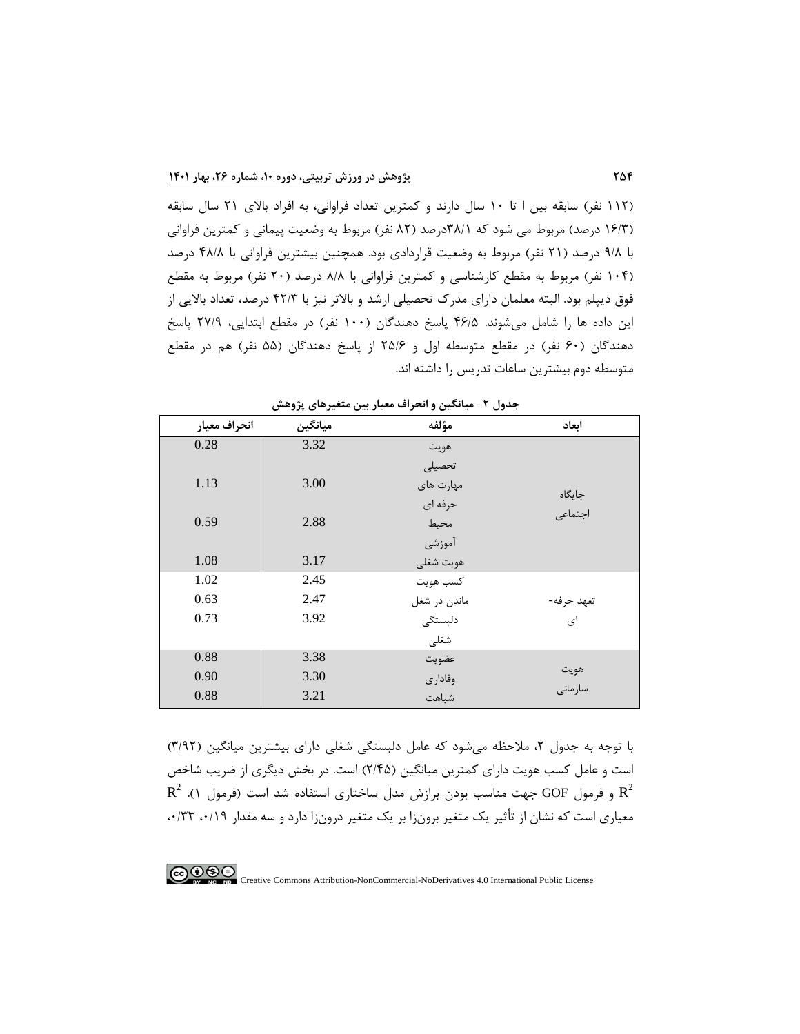(۱۱۲ نفر) سابقه بین ا تا ۱۰ سال دارند و کمترین تعداد فراوانی، به افراد بالای ۲۱ سال سابقه (۱۶/۳ درصد) مربوط می شود که ۳۸/۱درصد (۸۲ نفر) مربوط به وضعیت پیمانی و کمترین فراوانی با ۹/۸ درصد (۲۱ نفر) مربوط به وضعیت قراردادی بود. همچنین بیشترین فراوانی با ۴۸/۸ درصد (۱۰۴ نفر) مربوط به مقطع کارشناسی و کمترین فراوانی با ۸/۸ درصد (۲۰ نفر) مربوط به مقطع فوق دیپلم بود. البته معلمان دارای مدرک تحصیلی ارشد و بالاتر نیز با ۴۲/۳ درصد، تعداد بالایی از این داده ها را شامل می‌شوند. ۴۶/۵ پاسخ دهندگان (۱۰۰ نفر) در مقطع ابتدایی، ۲۷/۹ پاسخ دهندگان (۶۰ نفر) در مقطع متوسطه اول و ۲۵/۶ از پاسخ دهندگان (۵۵ نفر) هم در مقطع متوسطه دوم بیشترین ساعات تدریس را داشته اند.

**جدول ۲- میانگین و انحراف معیار بین متغیرهای پژوهش**

| ابعاد | مؤلفه | میانگین | انحراف معیار |
|---|---|---|---|
| جایگاه اجتماعی | هویت تحصیلی | 3.32 | 0.28 |
| | مهارت های حرفه ای | 3.00 | 1.13 |
| | محیط آموزشی | 2.88 | 0.59 |
| | هویت شغلی | 3.17 | 1.08 |
| تعهد حرفه‌ای | کسب هویت | 2.45 | 1.02 |
| | ماندن در شغل | 2.47 | 0.63 |
| | دلبستگی شغلی | 3.92 | 0.73 |
| هویت سازمانی | عضویت | 3.38 | 0.88 |
| | وفاداری | 3.30 | 0.90 |
| | شباهت | 3.21 | 0.88 |

با توجه به جدول ۲، ملاحظه می‌شود که عامل دلبستگی شغلی دارای بیشترین میانگین (۳/۹۲) است و عامل کسب هویت دارای کمترین میانگین (۲/۴۵) است. در بخش دیگری از ضریب شاخص $R^2$ و فرمول GOF جهت مناسب بودن برازش مدل ساختاری استفاده شد است (فرمول ۱). $R^2$ معیاری است که نشان از تأثیر یک متغیر برون‌زا بر یک متغیر درون‌زا دارد و سه مقدار ۰/۱۹، ۰/۳۳،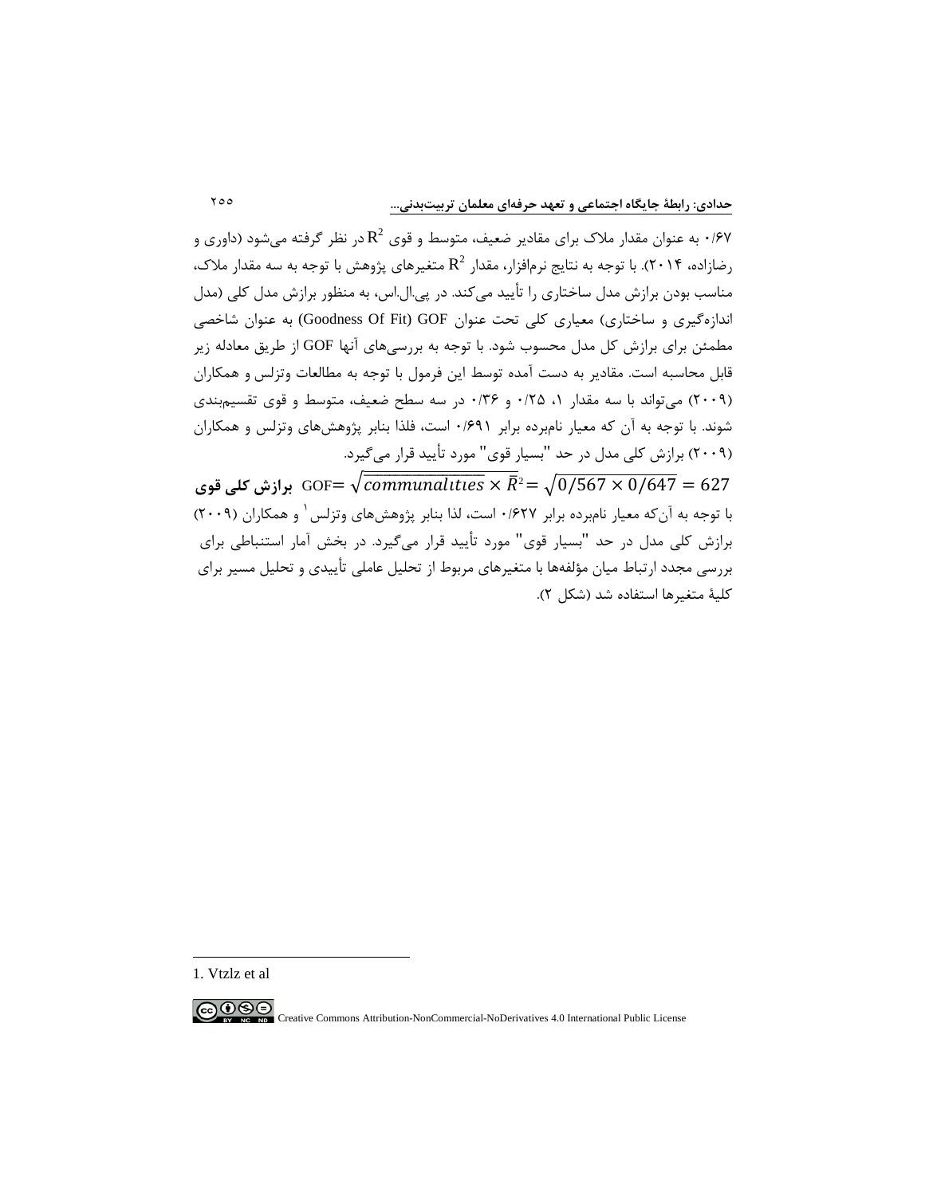۰/۶۷ به عنوان مقدار ملاک برای مقادیر ضعیف، متوسط و قوی $R^2$ در نظر گرفته می‌شود (داوری و رضازاده، ۲۰۱۴). با توجه به نتایج نرم‌افزار، مقدار $R^2$ متغیرهای پژوهش با توجه به سه مقدار ملاک، مناسب بودن برازش مدل ساختاری را تأیید می‌کند. در پی.ال.اس، به منظور برازش مدل کلی (مدل اندازه‌گیری و ساختاری) معیاری کلی تحت عنوان GOF (Goodness Of Fit) به عنوان شاخصی مطمئن برای برازش کل مدل محسوب شود. با توجه به بررسی‌های آنها GOF از طریق معادله زیر قابل محاسبه است. مقادیر به دست آمده توسط این فرمول با توجه به مطالعات وتزلس و همکاران (۲۰۰۹) می‌تواند با سه مقدار ۱، ۰/۲۵ و ۰/۳۶ در سه سطح ضعیف، متوسط و قوی تقسیم‌بندی شوند. با توجه به آن که معیار نام‌برده برابر ۰/۶۹۱ است، فلذا بنابر پژوهش‌های وتزلس و همکاران (۲۰۰۹) برازش کلی مدل در حد "بسیار قوی" مورد تأیید قرار می‌گیرد.

$$GOF=\sqrt{\overline{communalities} \times \bar{R}^2}=\sqrt{0/567 \times 0/647} = 627$$ **برازش کلی قوی**

با توجه به آن‌که معیار نام‌برده برابر ۰/۶۲۷ است، لذا بنابر پژوهش‌های وتزلس[1] و همکاران (۲۰۰۹) برازش کلی مدل در حد "بسیار قوی" مورد تأیید قرار می‌گیرد. در بخش آمار استنباطی برای بررسی مجدد ارتباط میان مؤلفه‌ها با متغیرهای مربوط از تحلیل عاملی تأییدی و تحلیل مسیر برای کلیهٔ متغیرها استفاده شد (شکل ۲).

---

1. Vtzlz et al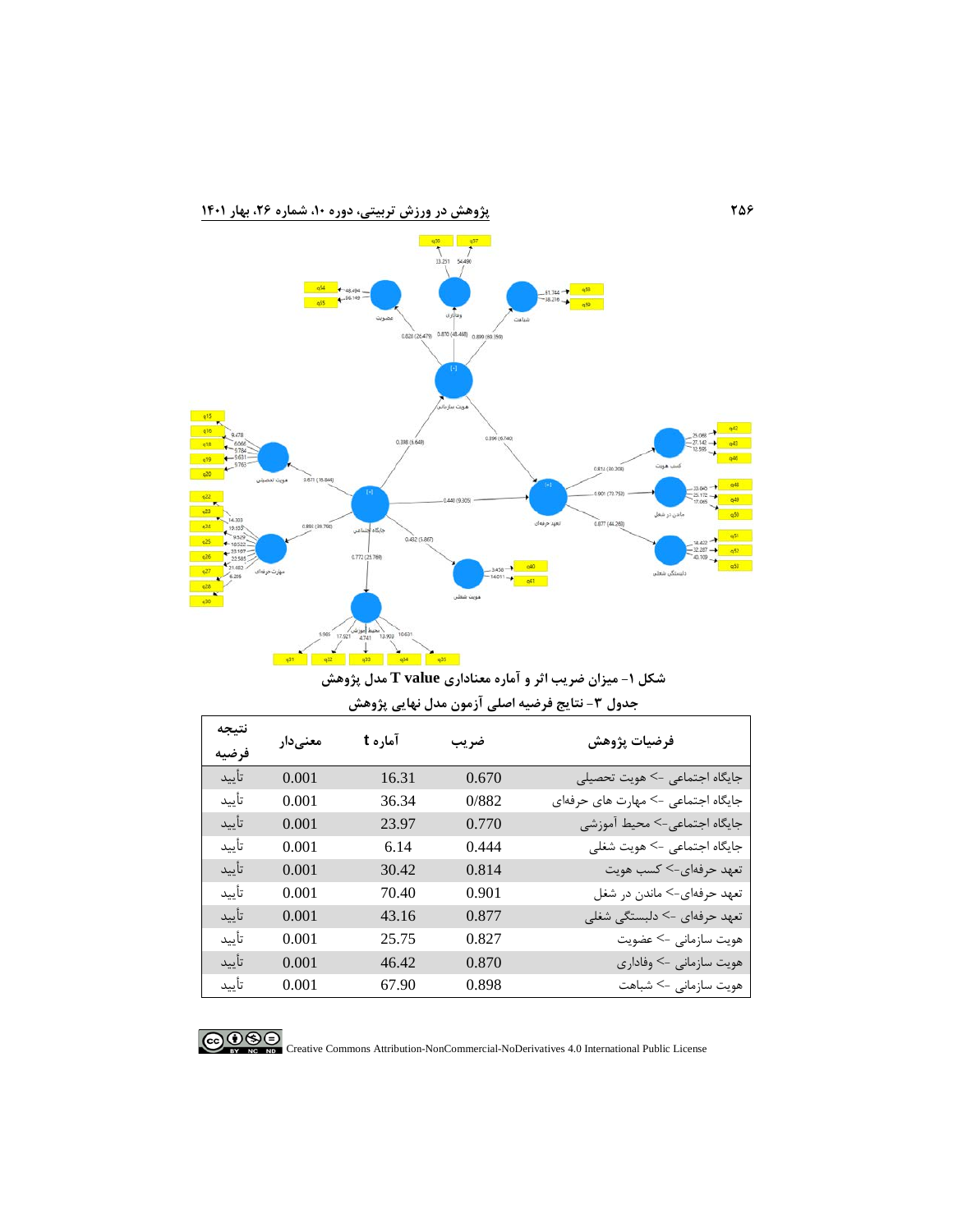**شکل ۱- میزان ضریب اثر و آماره معناداری T value مدل پژوهش**

**جدول ۳- نتایج فرضیه اصلی آزمون مدل نهایی پژوهش**

| فرضیات پژوهش | ضریب | آماره t | معنی‌دار | نتیجه فرضیه |
|---|---|---|---|---|
| جایگاه اجتماعی -> هویت تحصیلی | 0.670 | 16.31 | 0.001 | تأیید |
| جایگاه اجتماعی -> مهارت های حرفه‌ای | 0/882 | 36.34 | 0.001 | تأیید |
| جایگاه اجتماعی-> محیط آموزشی | 0.770 | 23.97 | 0.001 | تأیید |
| جایگاه اجتماعی -> هویت شغلی | 0.444 | 6.14 | 0.001 | تأیید |
| تعهد حرفه‌ای-> کسب هویت | 0.814 | 30.42 | 0.001 | تأیید |
| تعهد حرفه‌ای-> ماندن در شغل | 0.901 | 70.40 | 0.001 | تأیید |
| تعهد حرفه‌ای -> دلبستگی شغلی | 0.877 | 43.16 | 0.001 | تأیید |
| هویت سازمانی -> عضویت | 0.827 | 25.75 | 0.001 | تأیید |
| هویت سازمانی -> وفاداری | 0.870 | 46.42 | 0.001 | تأیید |
| هویت سازمانی -> شباهت | 0.898 | 67.90 | 0.001 | تأیید |

Creative Commons Attribution-NonCommercial-NoDerivatives 4.0 International Public License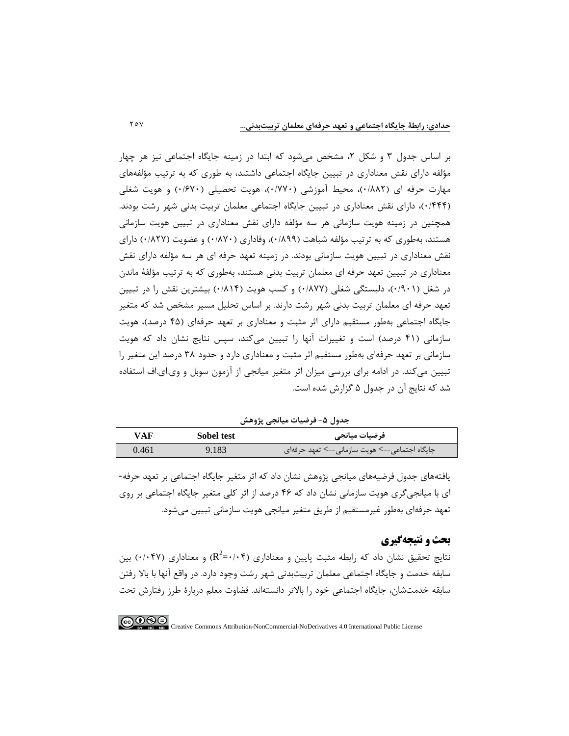بر اساس جدول ۳ و شکل ۲، مشخص می‌شود که ابتدا در زمینه جایگاه اجتماعی نیز هر چهار مؤلفه دارای نقش معناداری در تبیین جایگاه اجتماعی داشتند، به طوری که به ترتیب مؤلفه‌های مهارت حرفه ای (۰/۸۸۲)، محیط آموزشی (۰/۷۷۰)، هویت تحصیلی (۰/۶۷۰) و هویت شغلی (۰/۴۴۴)، دارای نقش معناداری در تبیین جایگاه اجتماعی معلمان تربیت بدنی شهر رشت بودند. همچنین در زمینه هویت سازمانی هر سه مؤلفه دارای نقش معناداری در تبیین هویت سازمانی هستند، به‌طوری که به ترتیب مؤلفه شباهت (۰/۸۹۹)، وفاداری (۰/۸۷۰) و عضویت (۰/۸۲۷) دارای نقش معناداری در تبیین هویت سازمانی بودند. در زمینه تعهد حرفه ای هر سه مؤلفه دارای نقش معناداری در تبیین تعهد حرفه ای معلمان تربیت بدنی هستند، به‌طوری که به ترتیب مؤلفهٔ ماندن در شغل (۰/۹۰۱)، دلبستگی شغلی (۰/۸۷۷) و کسب هویت (۰/۸۱۴) بیشترین نقش را در تبیین تعهد حرفه ای معلمان تربیت بدنی شهر رشت دارند. بر اساس تحلیل مسیر مشخص شد که متغیر جایگاه اجتماعی به‌طور مستقیم دارای اثر مثبت و معناداری بر تعهد حرفه‌ای (۴۵ درصد)، هویت سازمانی (۴۱ درصد) است و تغییرات آنها را تبیین می‌کند، سپس نتایج نشان داد که هویت سازمانی بر تعهد حرفه‌ای به‌طور مستقیم اثر مثبت و معناداری دارد و حدود ۳۸ درصد این متغیر را تبیین می‌کند. در ادامه برای بررسی میزان اثر متغیر میانجی از آزمون سوبل و وی.ای.اف استفاده شد که نتایج آن در جدول ۵ گزارش شده است.

**جدول ۵- فرضیات میانجی پژوهش**

| فرضیات میانجی | Sobel test | VAF |
|---|---|---|
| جایگاه اجتماعی--> هویت سازمانی--> تعهد حرفه‌ای | 9.183 | 0.461 |

یافته‌های جدول فرضیه‌های میانجی پژوهش نشان داد که اثر متغیر جایگاه اجتماعی بر تعهد حرفه-ای با میانجی‌گری هویت سازمانی نشان داد که ۴۶ درصد از اثر کلی متغیر جایگاه اجتماعی بر روی تعهد حرفه‌ای به‌طور غیرمستقیم از طریق متغیر میانجی هویت سازمانی تبیین می‌شود.

## بحث و نتیجه‌گیری

نتایج تحقیق نشان داد که رابطه مثبت پایین و معناداری ($R^2$=۰/۰۴) و معناداری (۰/۰۴۷) بین سابقه خدمت و جایگاه اجتماعی معلمان تربیت‌بدنی شهر رشت وجود دارد. در واقع آنها با بالا رفتن سابقه خدمت‌شان، جایگاه اجتماعی خود را بالاتر دانسته‌اند. قضاوت معلم دربارهٔ طرز رفتارش تحت

Creative Commons Attribution-NonCommercial-NoDerivatives 4.0 International Public License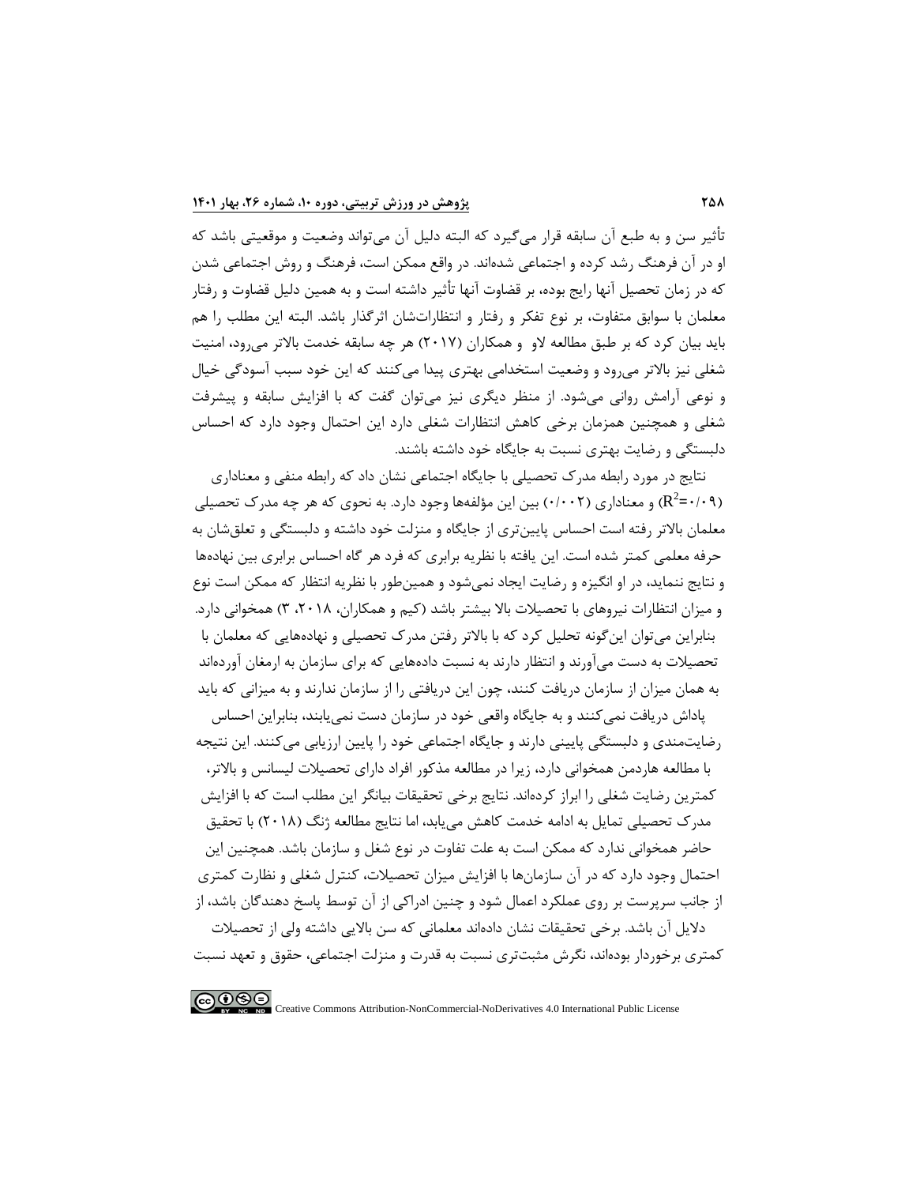تأثیر سن و به طبع آن سابقه قرار می‌گیرد که البته دلیل آن می‌تواند وضعیت و موقعیتی باشد که او در آن فرهنگ رشد کرده و اجتماعی شده‌اند. در واقع ممکن است، فرهنگ و روش اجتماعی شدن که در زمان تحصیل آنها رایج بوده، بر قضاوت آنها تأثیر داشته است و به همین دلیل قضاوت و رفتار معلمان با سوابق متفاوت، بر نوع تفکر و رفتار و انتظاراتشان اثرگذار باشد. البته این مطلب را هم باید بیان کرد که بر طبق مطالعه لاو و همکاران (۲۰۱۷) هر چه سابقه خدمت بالاتر می‌رود، امنیت شغلی نیز بالاتر می‌رود و وضعیت استخدامی بهتری پیدا می‌کنند که این خود سبب آسودگی خیال و نوعی آرامش روانی می‌شود. از منظر دیگری نیز می‌توان گفت که با افزایش سابقه و پیشرفت شغلی و همچنین همزمان برخی کاهش انتظارات شغلی دارد این احتمال وجود دارد که احساس دلبستگی و رضایت بهتری نسبت به جایگاه خود داشته باشند.

نتایج در مورد رابطه مدرک تحصیلی با جایگاه اجتماعی نشان داد که رابطه منفی و معناداری ($R^2$=۰/۰۹) و معناداری (۰/۰۰۲) بین این مؤلفه‌ها وجود دارد. به نحوی که هر چه مدرک تحصیلی معلمان بالاتر رفته است احساس پایین‌تری از جایگاه و منزلت خود داشته و دلبستگی و تعلق‌شان به حرفه معلمی کمتر شده است. این یافته با نظریه برابری که فرد هر گاه احساس برابری بین نهاده‌ها و نتایج ننماید، در او انگیزه و رضایت ایجاد نمی‌شود و همین‌طور با نظریه انتظار که ممکن است نوع و میزان انتظارات نیروهای با تحصیلات بالا بیشتر باشد (کیم و همکاران، ۲۰۱۸، ۳) همخوانی دارد. بنابراین می‌توان این‌گونه تحلیل کرد که با بالاتر رفتن مدرک تحصیلی و نهاده‌هایی که معلمان با تحصیلات به دست می‌آورند و انتظار دارند به نسبت داده‌هایی که برای سازمان به ارمغان آورده‌اند به همان میزان از سازمان دریافت کنند، چون این دریافتی را از سازمان ندارند و به میزانی که باید پاداش دریافت نمی‌کنند و به جایگاه واقعی خود در سازمان دست نمی‌یابند، بنابراین احساس رضایت‌مندی و دلبستگی پایینی دارند و جایگاه اجتماعی خود را پایین ارزیابی می‌کنند. این نتیجه با مطالعه هاردمن همخوانی دارد، زیرا در مطالعه مذکور افراد دارای تحصیلات لیسانس و بالاتر، کمترین رضایت شغلی را ابراز کرده‌اند. نتایج برخی تحقیقات بیانگر این مطلب است که با افزایش مدرک تحصیلی تمایل به ادامه خدمت کاهش می‌یابد، اما نتایج مطالعه ژنگ (۲۰۱۸) با تحقیق حاضر همخوانی ندارد که ممکن است به علت تفاوت در نوع شغل و سازمان باشد. همچنین این احتمال وجود دارد که در آن سازمان‌ها با افزایش میزان تحصیلات، کنترل شغلی و نظارت کمتری از جانب سرپرست بر روی عملکرد اعمال شود و چنین ادراکی از آن توسط پاسخ دهندگان باشد، از دلایل آن باشد. برخی تحقیقات نشان داده‌اند معلمانی که سن بالایی داشته ولی از تحصیلات کمتری برخوردار بوده‌اند، نگرش مثبت‌تری نسبت به قدرت و منزلت اجتماعی، حقوق و تعهد نسبت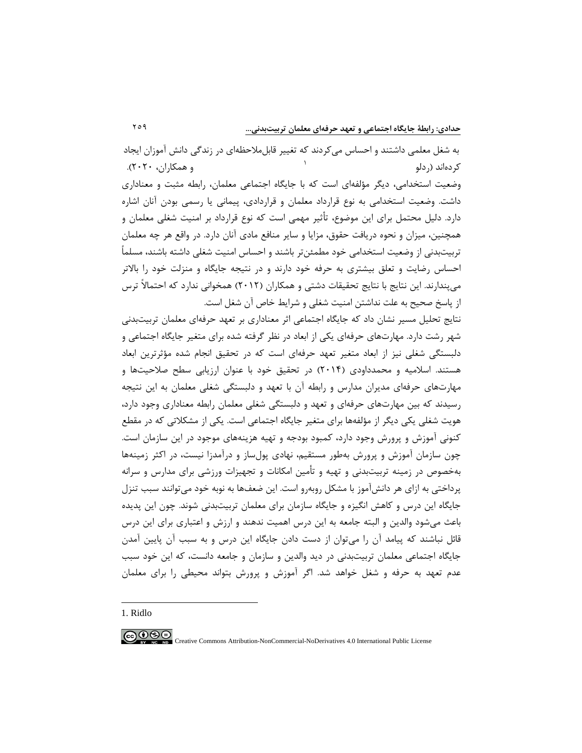به شغل معلمی داشتند و احساس می‌کردند که تغییر قابل‌ملاحظه‌ای در زندگی دانش آموزان ایجاد کرده‌اند (ردلو[1] و همکاران، ۲۰۲۰).

وضعیت استخدامی، دیگر مؤلفه‌ای است که با جایگاه اجتماعی معلمان، رابطه مثبت و معناداری داشت. وضعیت استخدامی به نوع قرارداد معلمان و قراردادی، پیمانی یا رسمی بودن آنان اشاره دارد. دلیل محتمل برای این موضوع، تأثیر مهمی است که نوع قرارداد بر امنیت شغلی معلمان و همچنین، میزان و نحوه دریافت حقوق، مزایا و سایر منافع مادی آنان دارد. در واقع هر چه معلمان تربیت‌بدنی از وضعیت استخدامی خود مطمئن‌تر باشند و احساس امنیت شغلی داشته باشند، مسلماً احساس رضایت و تعلق بیشتری به حرفه خود دارند و در نتیجه جایگاه و منزلت خود را بالاتر می‌پندارند. این نتایج با نتایج تحقیقات دشتی و همکاران (۲۰۱۲) همخوانی ندارد که احتمالاً ترس از پاسخ صحیح به علت نداشتن امنیت شغلی و شرایط خاص آن شغل است.

نتایج تحلیل مسیر نشان داد که جایگاه اجتماعی اثر معناداری بر تعهد حرفه‌ای معلمان تربیت‌بدنی شهر رشت دارد. مهارت‌های حرفه‌ای یکی از ابعاد در نظر گرفته شده برای متغیر جایگاه اجتماعی و دلبستگی شغلی نیز از ابعاد متغیر تعهد حرفه‌ای است که در تحقیق انجام شده مؤثرترین ابعاد هستند. اسلامیه و محمدداودی (۲۰۱۴) در تحقیق خود با عنوان ارزیابی سطح صلاحیت‌ها و مهارت‌های حرفه‌ای مدیران مدارس و رابطه آن با تعهد و دلبستگی شغلی معلمان به این نتیجه رسیدند که بین مهارت‌های حرفه‌ای و تعهد و دلبستگی شغلی معلمان رابطه معناداری وجود دارد، هویت شغلی یکی دیگر از مؤلفه‌ها برای متغیر جایگاه اجتماعی است. یکی از مشکلاتی که در مقطع کنونی آموزش و پرورش وجود دارد، کمبود بودجه و تهیه هزینه‌های موجود در این سازمان است. چون سازمان آموزش و پرورش به‌طور مستقیم، نهادی پول‌ساز و درآمدزا نیست، در اکثر زمینه‌ها به‌خصوص در زمینه تربیت‌بدنی و تهیه و تأمین امکانات و تجهیزات ورزشی برای مدارس و سرانه پرداختی به ازای هر دانش‌آموز با مشکل روبه‌رو است. این ضعف‌ها به نوبه خود می‌توانند سبب تنزل جایگاه این درس و کاهش انگیزه و جایگاه سازمان برای معلمان تربیت‌بدنی شوند. چون این پدیده باعث می‌شود والدین و البته جامعه به این درس اهمیت ندهند و ارزش و اعتباری برای این درس قائل نباشند که پیامد آن را می‌توان از دست دادن جایگاه این درس و به سبب آن پایین آمدن جایگاه اجتماعی معلمان تربیت‌بدنی در دید والدین و سازمان و جامعه دانست، که این خود سبب عدم تعهد به حرفه و شغل خواهد شد. اگر آموزش و پرورش بتواند محیطی را برای معلمان

---

1. Ridlo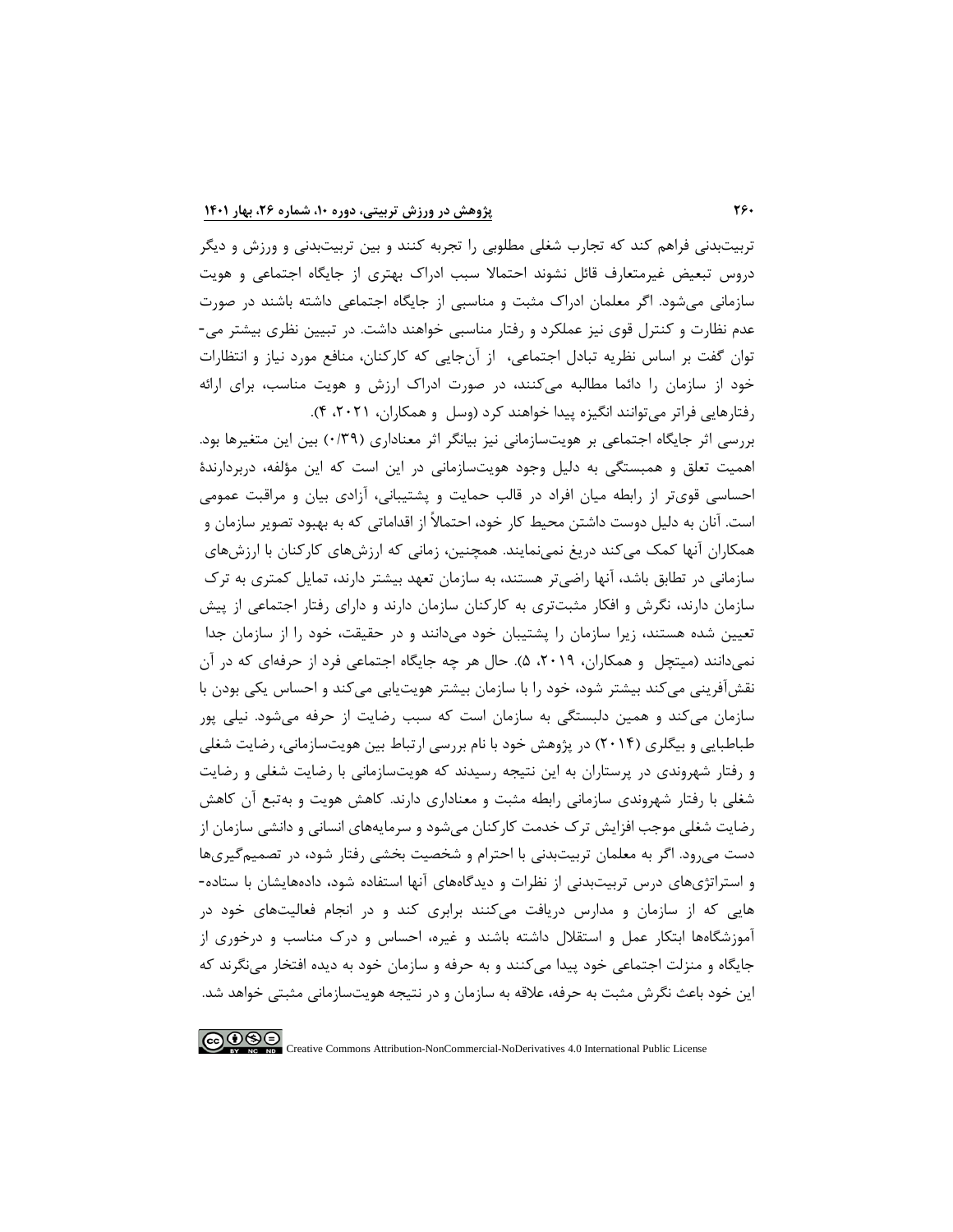تربیت‌بدنی فراهم کند که تجارب شغلی مطلوبی را تجربه کنند و بین تربیت‌بدنی و ورزش و دیگر دروس تبعیض غیرمتعارف قائل نشوند احتمالا سبب ادراک بهتری از جایگاه اجتماعی و هویت سازمانی می‌شود. اگر معلمان ادراک مثبت و مناسبی از جایگاه اجتماعی داشته باشند در صورت عدم نظارت و کنترل قوی نیز عملکرد و رفتار مناسبی خواهند داشت. در تبیین نظری بیشتر می‌توان گفت بر اساس نظریه تبادل اجتماعی، از آن‌جایی که کارکنان، منافع مورد نیاز و انتظارات خود از سازمان را دائما مطالبه می‌کنند، در صورت ادراک ارزش و هویت مناسب، برای ارائه رفتارهایی فراتر می‌توانند انگیزه پیدا خواهند کرد (وسل و همکاران، ۲۰۲۱، ۴).

بررسی اثر جایگاه اجتماعی بر هویت‌سازمانی نیز بیانگر اثر معناداری (۰/۳۹) بین این متغیرها بود. اهمیت تعلق و همبستگی به دلیل وجود هویت‌سازمانی در این است که این مؤلفه، دربردارندهٔ احساسی قوی‌تر از رابطه میان افراد در قالب حمایت و پشتیبانی، آزادی بیان و مراقبت عمومی است. آنان به دلیل دوست داشتن محیط کار خود، احتمالاً از اقداماتی که به بهبود تصویر سازمان و همکاران آنها کمک می‌کند دریغ نمی‌نمایند. همچنین، زمانی که ارزش‌های کارکنان با ارزش‌های سازمانی در تطابق باشد، آنها راضی‌تر هستند، به سازمان تعهد بیشتر دارند، تمایل کمتری به ترک سازمان دارند، نگرش و افکار مثبت‌تری به کارکنان سازمان دارند و دارای رفتار اجتماعی از پیش تعیین شده هستند، زیرا سازمان را پشتیبان خود می‌دانند و در حقیقت، خود را از سازمان جدا نمی‌دانند (میتچل و همکاران، ۲۰۱۹، ۵). حال هر چه جایگاه اجتماعی فرد از حرفه‌ای که در آن نقش‌آفرینی می‌کند بیشتر شود، خود را با سازمان بیشتر هویت‌یابی می‌کند و احساس یکی بودن با سازمان می‌کند و همین دلبستگی به سازمان است که سبب رضایت از حرفه می‌شود. نیلی پور طباطبایی و بیگلری (۲۰۱۴) در پژوهش خود با نام بررسی ارتباط بین هویت‌سازمانی، رضایت شغلی و رفتار شهروندی در پرستاران به این نتیجه رسیدند که هویت‌سازمانی با رضایت شغلی و رضایت شغلی با رفتار شهروندی سازمانی رابطه مثبت و معناداری دارند. کاهش هویت و به‌تبع آن کاهش رضایت شغلی موجب افزایش ترک خدمت کارکنان می‌شود و سرمایه‌های انسانی و دانشی سازمان از دست می‌رود. اگر به معلمان تربیت‌بدنی با احترام و شخصیت بخشی رفتار شود، در تصمیم‌گیری‌ها و استراتژی‌های درس تربیت‌بدنی از نظرات و دیدگاه‌های آنها استفاده شود، داده‌هایشان با ستاده‌هایی که از سازمان و مدارس دریافت می‌کنند برابری کند و در انجام فعالیت‌های خود در آموزشگاه‌ها ابتکار عمل و استقلال داشته باشند و غیره، احساس و درک مناسب و درخوری از جایگاه و منزلت اجتماعی خود پیدا می‌کنند و به حرفه و سازمان خود به دیده افتخار می‌نگرند که این خود باعث نگرش مثبت به حرفه، علاقه به سازمان و در نتیجه هویت‌سازمانی مثبتی خواهد شد.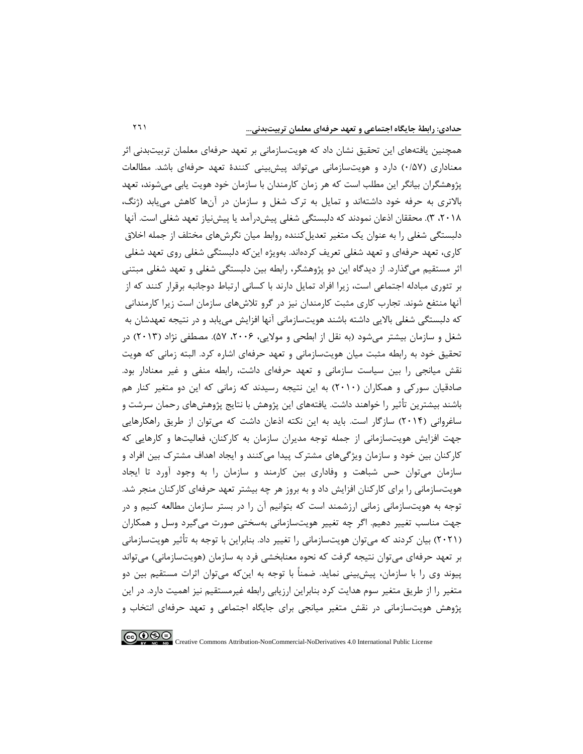همچنین یافته‌های این تحقیق نشان داد که هویت‌سازمانی بر تعهد حرفه‌ای معلمان تربیت‌بدنی اثر معناداری (۰/۵۷) دارد و هویت‌سازمانی می‌تواند پیش‌بینی کنندهٔ تعهد حرفه‌ای باشد. مطالعات پژوهشگران بیانگر این مطلب است که هر زمان کارمندان با سازمان خود هویت یابی می‌شوند، تعهد بالاتری به حرفه خود داشته‌اند و تمایل به ترک شغل و سازمان در آن‌ها کاهش می‌یابد (ژنگ، ۲۰۱۸، ۳). محققان اذعان نمودند که دلبستگی شغلی پیش‌درآمد یا پیش‌نیاز تعهد شغلی است. آنها دلبستگی شغلی را به عنوان یک متغیر تعدیل‌کننده روابط میان نگرش‌های مختلف از جمله اخلاق کاری، تعهد حرفه‌ای و تعهد شغلی تعریف کرده‌اند. به‌ویژه این‌که دلبستگی شغلی روی تعهد شغلی اثر مستقیم می‌گذارد. از دیدگاه این دو پژوهشگر، رابطه بین دلبستگی شغلی و تعهد شغلی مبتنی بر تئوری مبادله اجتماعی است، زیرا افراد تمایل دارند با کسانی ارتباط دوجانبه برقرار کنند که از آنها منتفع شوند. تجارب کاری مثبت کارمندان نیز در گرو تلاش‌های سازمان است زیرا کارمندانی که دلبستگی شغلی بالایی داشته باشند هویت‌سازمانی آنها افزایش می‌یابد و در نتیجه تعهدشان به شغل و سازمان بیشتر می‌شود (به نقل از ابطحی و مولایی، ۲۰۰۶، ۵۷). مصطفی نژاد (۲۰۱۳) در تحقیق خود به رابطه مثبت میان هویت‌سازمانی و تعهد حرفه‌ای اشاره کرد. البته زمانی که هویت نقش میانجی را بین سیاست سازمانی و تعهد حرفه‌ای داشت، رابطه منفی و غیر معنادار بود. صادقیان سورکی و همکاران (۲۰۱۰) به این نتیجه رسیدند که زمانی که این دو متغیر کنار هم باشند بیشترین تأثیر را خواهند داشت. یافته‌های این پژوهش با نتایج پژوهش‌های رحمان سرشت و ساغروانی (۲۰۱۴) سازگار است. باید به این نکته اذعان داشت که می‌توان از طریق راهکارهایی جهت افزایش هویت‌سازمانی از جمله توجه مدیران سازمان به کارکنان، فعالیت‌ها و کارهایی که کارکنان بین خود و سازمان ویژگی‌های مشترک پیدا می‌کنند و ایجاد اهداف مشترک بین افراد و سازمان می‌توان حس شباهت و وفاداری بین کارمند و سازمان را به وجود آورد تا ایجاد هویت‌سازمانی را برای کارکنان افزایش داد و به بروز هر چه بیشتر تعهد حرفه‌ای کارکنان منجر شد. توجه به هویت‌سازمانی زمانی ارزشمند است که بتوانیم آن را در بستر سازمان مطالعه کنیم و در جهت مناسب تغییر دهیم. اگر چه تغییر هویت‌سازمانی به‌سختی صورت می‌گیرد وسل و همکاران (۲۰۲۱) بیان کردند که می‌توان هویت‌سازمانی را تغییر داد. بنابراین با توجه به تأثیر هویت‌سازمانی بر تعهد حرفه‌ای می‌توان نتیجه گرفت که نحوه معنابخشی فرد به سازمان (هویت‌سازمانی) می‌تواند پیوند وی را با سازمان، پیش‌بینی نماید. ضمناً با توجه به این‌که می‌توان اثرات مستقیم بین دو متغیر را از طریق متغیر سوم هدایت کرد بنابراین ارزیابی رابطه غیرمستقیم نیز اهمیت دارد. در این پژوهش هویت‌سازمانی در نقش متغیر میانجی برای جایگاه اجتماعی و تعهد حرفه‌ای انتخاب و

Creative Commons Attribution-NonCommercial-NoDerivatives 4.0 International Public License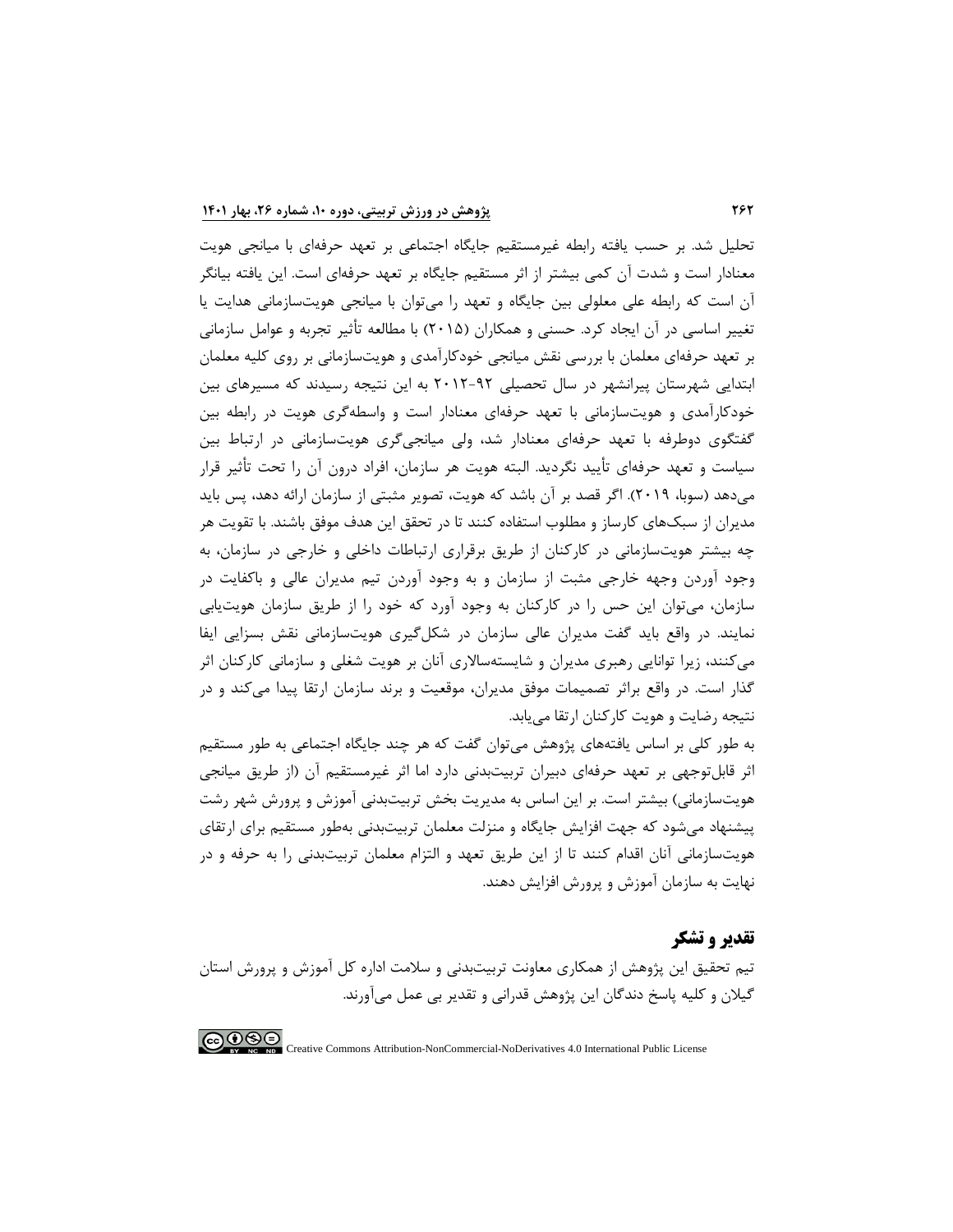تحلیل شد. بر حسب یافته رابطه غیرمستقیم جایگاه اجتماعی بر تعهد حرفه‌ای با میانجی هویت معنادار است و شدت آن کمی بیشتر از اثر مستقیم جایگاه بر تعهد حرفه‌ای است. این یافته بیانگر آن است که رابطه علی معلولی بین جایگاه و تعهد را می‌توان با میانجی هویت‌سازمانی هدایت یا تغییر اساسی در آن ایجاد کرد. حسنی و همکاران (۲۰۱۵) با مطالعه تأثیر تجربه و عوامل سازمانی بر تعهد حرفه‌ای معلمان با بررسی نقش میانجی خودکارآمدی و هویت‌سازمانی بر روی کلیه معلمان ابتدایی شهرستان پیرانشهر در سال تحصیلی ۹۲-۲۰۱۲ به این نتیجه رسیدند که مسیرهای بین خودکارآمدی و هویت‌سازمانی با تعهد حرفه‌ای معنادار است و واسطه‌گری هویت در رابطه بین گفتگوی دوطرفه با تعهد حرفه‌ای معنادار شد، ولی میانجی‌گری هویت‌سازمانی در ارتباط بین سیاست و تعهد حرفه‌ای تأیید نگردید. البته هویت هر سازمان، افراد درون آن را تحت تأثیر قرار می‌دهد (سوبا، ۲۰۱۹). اگر قصد بر آن باشد که هویت، تصویر مثبتی از سازمان ارائه دهد، پس باید مدیران از سبک‌های کارساز و مطلوب استفاده کنند تا در تحقق این هدف موفق باشند. با تقویت هر چه بیشتر هویت‌سازمانی در کارکنان از طریق برقراری ارتباطات داخلی و خارجی در سازمان، به وجود آوردن وجهه خارجی مثبت از سازمان و به وجود آوردن تیم مدیران عالی و باکفایت در سازمان، می‌توان این حس را در کارکنان به وجود آورد که خود را از طریق سازمان هویت‌یابی نمایند. در واقع باید گفت مدیران عالی سازمان در شکل‌گیری هویت‌سازمانی نقش بسزایی ایفا می‌کنند، زیرا توانایی رهبری مدیران و شایسته‌سالاری آنان بر هویت شغلی و سازمانی کارکنان اثر گذار است. در واقع براثر تصمیمات موفق مدیران، موقعیت و برند سازمان ارتقا پیدا می‌کند و در نتیجه رضایت و هویت کارکنان ارتقا می‌یابد.

به طور کلی بر اساس یافته‌های پژوهش می‌توان گفت که هر چند جایگاه اجتماعی به طور مستقیم اثر قابل‌توجهی بر تعهد حرفه‌ای دبیران تربیت‌بدنی دارد اما اثر غیرمستقیم آن (از طریق میانجی هویت‌سازمانی) بیشتر است. بر این اساس به مدیریت بخش تربیت‌بدنی آموزش و پرورش شهر رشت پیشنهاد می‌شود که جهت افزایش جایگاه و منزلت معلمان تربیت‌بدنی به‌طور مستقیم برای ارتقای هویت‌سازمانی آنان اقدام کنند تا از این طریق تعهد و التزام معلمان تربیت‌بدنی را به حرفه و در نهایت به سازمان آموزش و پرورش افزایش دهند.

## تقدیر و تشکر

تیم تحقیق این پژوهش از همکاری معاونت تربیت‌بدنی و سلامت اداره کل آموزش و پرورش استان گیلان و کلیه پاسخ دندگان این پژوهش قدرانی و تقدیر بی عمل می‌آورند.

Creative Commons Attribution-NonCommercial-NoDerivatives 4.0 International Public License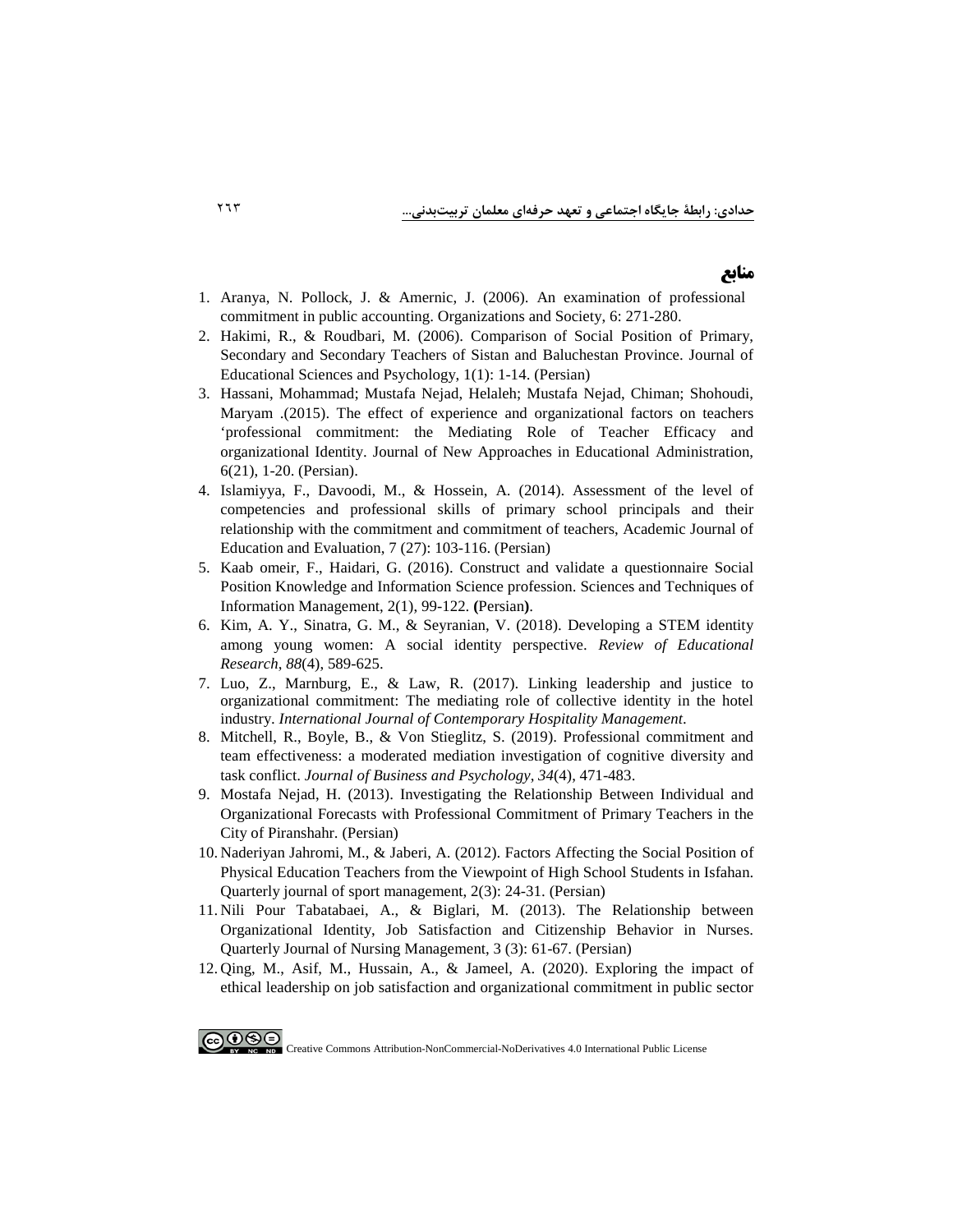## منابع

1. Aranya, N. Pollock, J. & Amernic, J. (2006). An examination of professional commitment in public accounting. Organizations and Society, 6: 271-280.
2. Hakimi, R., & Roudbari, M. (2006). Comparison of Social Position of Primary, Secondary and Secondary Teachers of Sistan and Baluchestan Province. Journal of Educational Sciences and Psychology, 1(1): 1-14. (Persian)
3. Hassani, Mohammad; Mustafa Nejad, Helaleh; Mustafa Nejad, Chiman; Shohoudi, Maryam .(2015). The effect of experience and organizational factors on teachers 'professional commitment: the Mediating Role of Teacher Efficacy and organizational Identity. Journal of New Approaches in Educational Administration, 6(21), 1-20. (Persian).
4. Islamiyya, F., Davoodi, M., & Hossein, A. (2014). Assessment of the level of competencies and professional skills of primary school principals and their relationship with the commitment and commitment of teachers, Academic Journal of Education and Evaluation, 7 (27): 103-116. (Persian)
5. Kaab omeir, F., Haidari, G. (2016). Construct and validate a questionnaire Social Position Knowledge and Information Science profession. Sciences and Techniques of Information Management, 2(1), 99-122. **(**Persian**)**.
6. Kim, A. Y., Sinatra, G. M., & Seyranian, V. (2018). Developing a STEM identity among young women: A social identity perspective. *Review of Educational Research*, *88*(4), 589-625.
7. Luo, Z., Marnburg, E., & Law, R. (2017). Linking leadership and justice to organizational commitment: The mediating role of collective identity in the hotel industry. *International Journal of Contemporary Hospitality Management*.
8. Mitchell, R., Boyle, B., & Von Stieglitz, S. (2019). Professional commitment and team effectiveness: a moderated mediation investigation of cognitive diversity and task conflict. *Journal of Business and Psychology*, *34*(4), 471-483.
9. Mostafa Nejad, H. (2013). Investigating the Relationship Between Individual and Organizational Forecasts with Professional Commitment of Primary Teachers in the City of Piranshahr. (Persian)
10. Naderiyan Jahromi, M., & Jaberi, A. (2012). Factors Affecting the Social Position of Physical Education Teachers from the Viewpoint of High School Students in Isfahan. Quarterly journal of sport management, 2(3): 24-31. (Persian)
11. Nili Pour Tabatabaei, A., & Biglari, M. (2013). The Relationship between Organizational Identity, Job Satisfaction and Citizenship Behavior in Nurses. Quarterly Journal of Nursing Management, 3 (3): 61-67. (Persian)
12. Qing, M., Asif, M., Hussain, A., & Jameel, A. (2020). Exploring the impact of ethical leadership on job satisfaction and organizational commitment in public sector

Creative Commons Attribution-NonCommercial-NoDerivatives 4.0 International Public License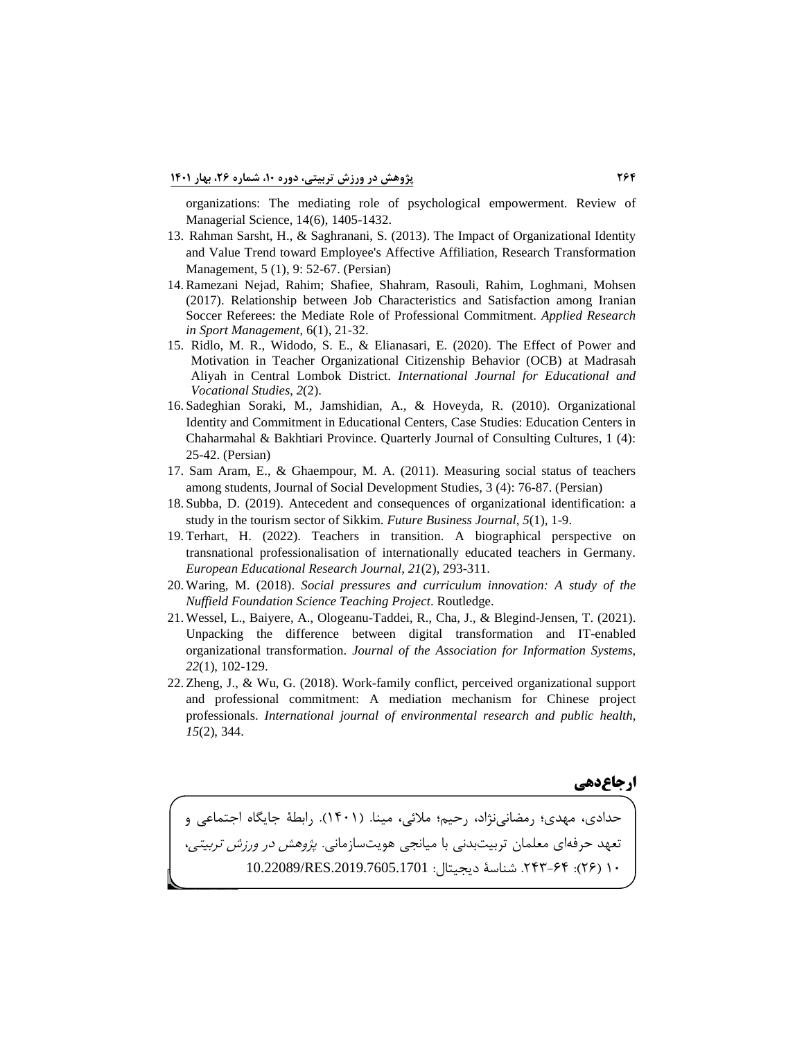organizations: The mediating role of psychological empowerment. Review of Managerial Science, 14(6), 1405-1432.

13. Rahman Sarsht, H., & Saghranani, S. (2013). The Impact of Organizational Identity and Value Trend toward Employee's Affective Affiliation, Research Transformation Management, 5 (1), 9: 52-67. (Persian)
14. Ramezani Nejad, Rahim; Shafiee, Shahram, Rasouli, Rahim, Loghmani, Mohsen (2017). Relationship between Job Characteristics and Satisfaction among Iranian Soccer Referees: the Mediate Role of Professional Commitment. *Applied Research in Sport Management*, 6(1), 21-32.
15. Ridlo, M. R., Widodo, S. E., & Elianasari, E. (2020). The Effect of Power and Motivation in Teacher Organizational Citizenship Behavior (OCB) at Madrasah Aliyah in Central Lombok District. *International Journal for Educational and Vocational Studies*, *2*(2).
16. Sadeghian Soraki, M., Jamshidian, A., & Hoveyda, R. (2010). Organizational Identity and Commitment in Educational Centers, Case Studies: Education Centers in Chaharmahal & Bakhtiari Province. Quarterly Journal of Consulting Cultures, 1 (4): 25-42. (Persian)
17. Sam Aram, E., & Ghaempour, M. A. (2011). Measuring social status of teachers among students, Journal of Social Development Studies, 3 (4): 76-87. (Persian)
18. Subba, D. (2019). Antecedent and consequences of organizational identification: a study in the tourism sector of Sikkim. *Future Business Journal*, *5*(1), 1-9.
19. Terhart, H. (2022). Teachers in transition. A biographical perspective on transnational professionalisation of internationally educated teachers in Germany. *European Educational Research Journal*, *21*(2), 293-311.
20. Waring, M. (2018). *Social pressures and curriculum innovation: A study of the Nuffield Foundation Science Teaching Project*. Routledge.
21. Wessel, L., Baiyere, A., Ologeanu-Taddei, R., Cha, J., & Blegind-Jensen, T. (2021). Unpacking the difference between digital transformation and IT-enabled organizational transformation. *Journal of the Association for Information Systems*, *22*(1), 102-129.
22. Zheng, J., & Wu, G. (2018). Work-family conflict, perceived organizational support and professional commitment: A mediation mechanism for Chinese project professionals. *International journal of environmental research and public health*, *15*(2), 344.

## ارجاع‌دهی

حدادی، مهدی؛ رمضانی‌نژاد، رحیم؛ ملائی، مینا. (۱۴۰۱). رابطۀ جایگاه اجتماعی و تعهد حرفه‌ای معلمان تربیت‌بدنی با میانجی هویت‌سازمانی. *پژوهش در ورزش تربیتی*، ۱۰ (۲۶): ۶۴-۲۴۳. شناسۀ دیجیتال: 10.22089/RES.2019.7605.1701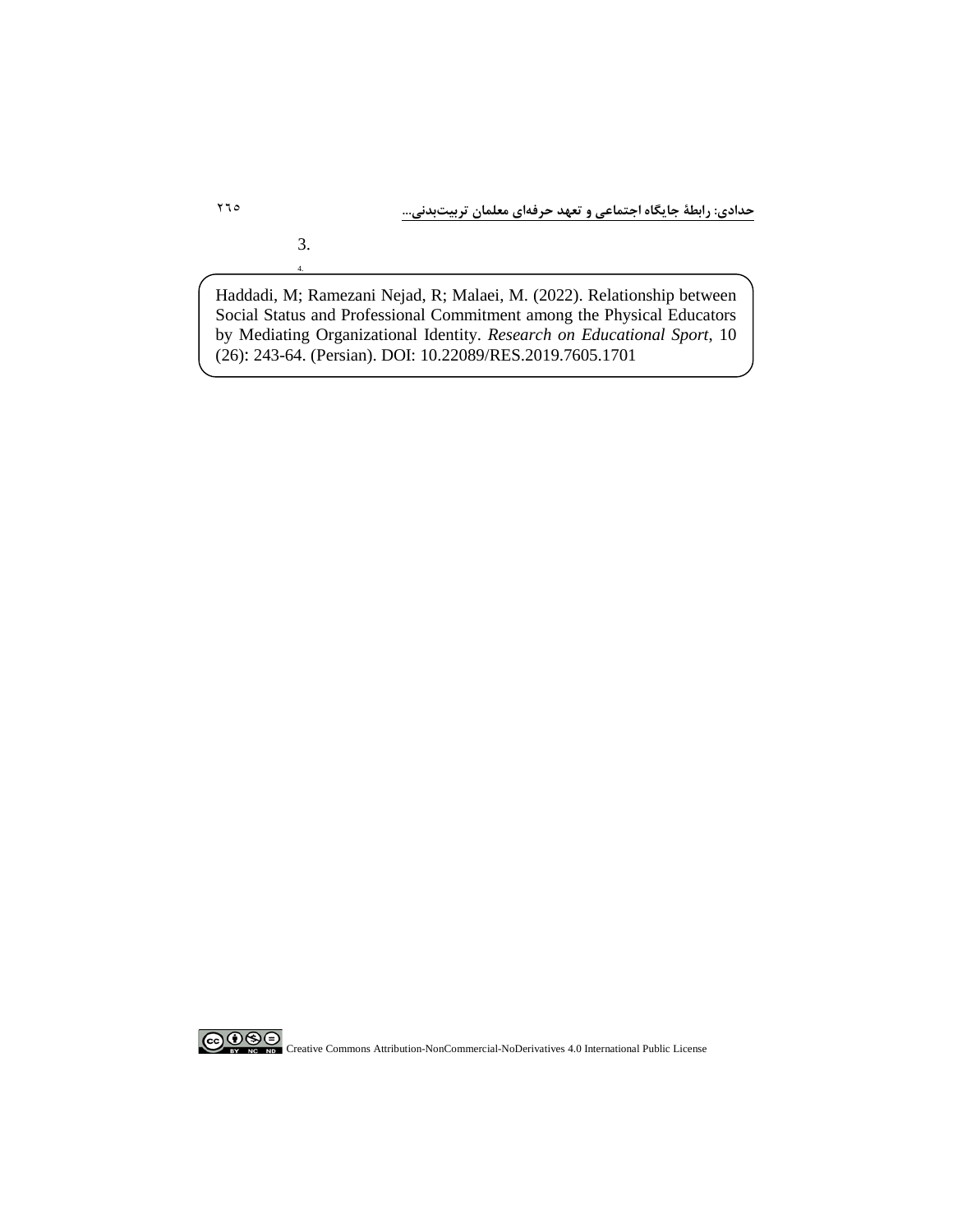3.

4.

Haddadi, M; Ramezani Nejad, R; Malaei, M. (2022). Relationship between Social Status and Professional Commitment among the Physical Educators by Mediating Organizational Identity. *Research on Educational Sport*, 10 (26): 243-64. (Persian). DOI: 10.22089/RES.2019.7605.1701

Creative Commons Attribution-NonCommercial-NoDerivatives 4.0 International Public License